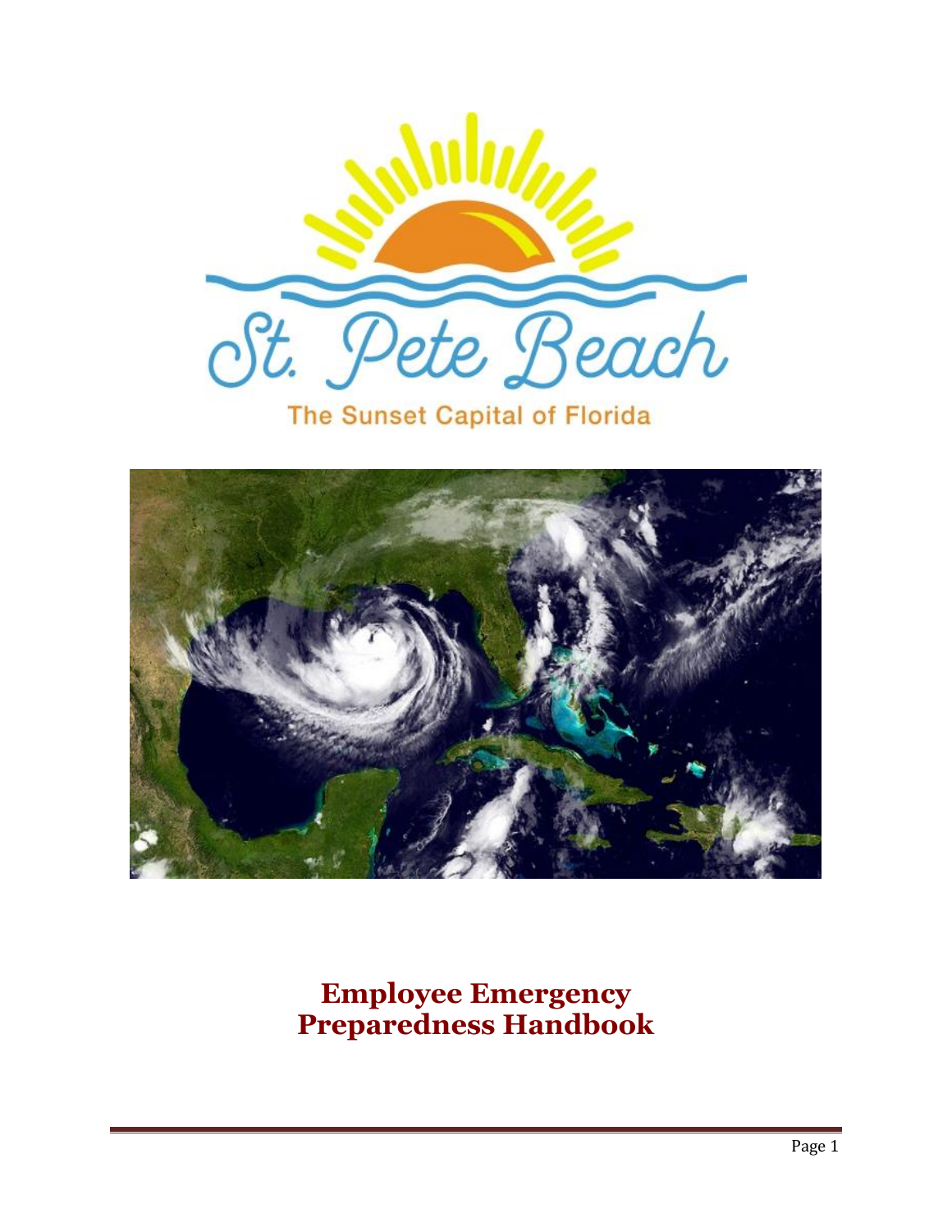St. Pete Beach

The Sunset Capital of Florida

# Employee Emergency Preparedness Handbook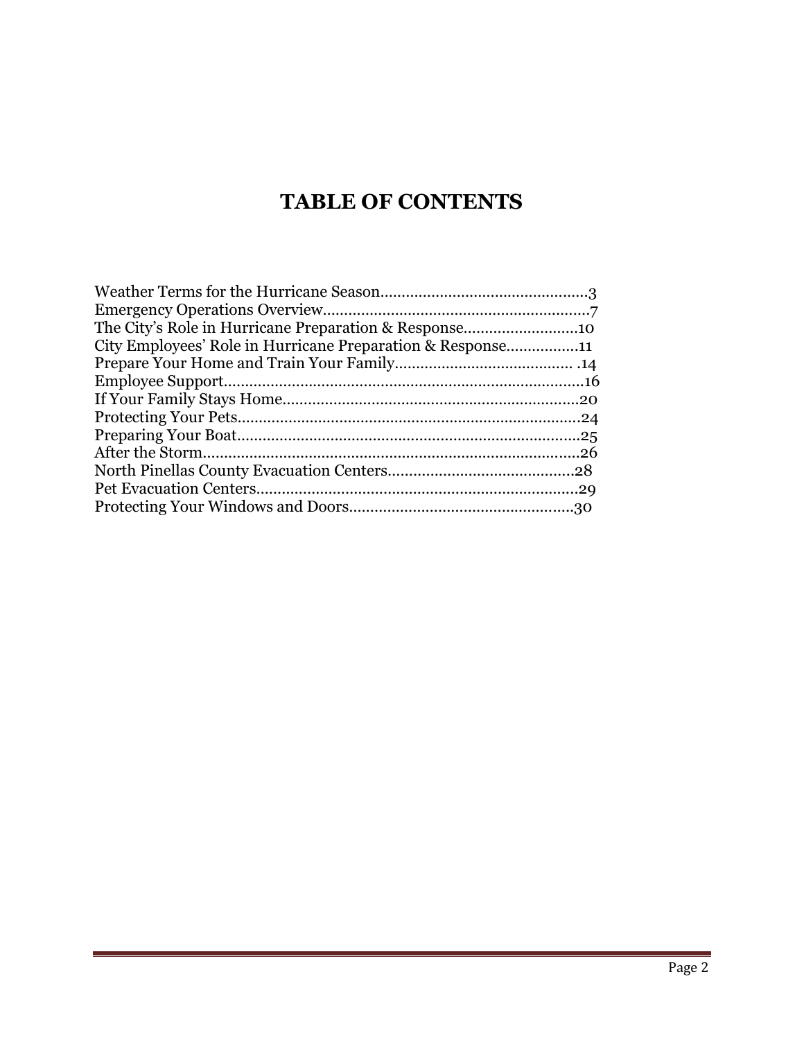# TABLE OF CONTENTS

Weather Terms for the Hurricane Season.................................................3
Emergency Operations Overview..............................................................7
The City's Role in Hurricane Preparation & Response..........................10
City Employees' Role in Hurricane Preparation & Response................11
Prepare Your Home and Train Your Family......................................... .14
Employee Support....................................................................................16
If Your Family Stays Home.....................................................................20
Protecting Your Pets................................................................................24
Preparing Your Boat................................................................................25
After the Storm........................................................................................26
North Pinellas County Evacuation Centers............................................28
Pet Evacuation Centers...........................................................................29
Protecting Your Windows and Doors.....................................................30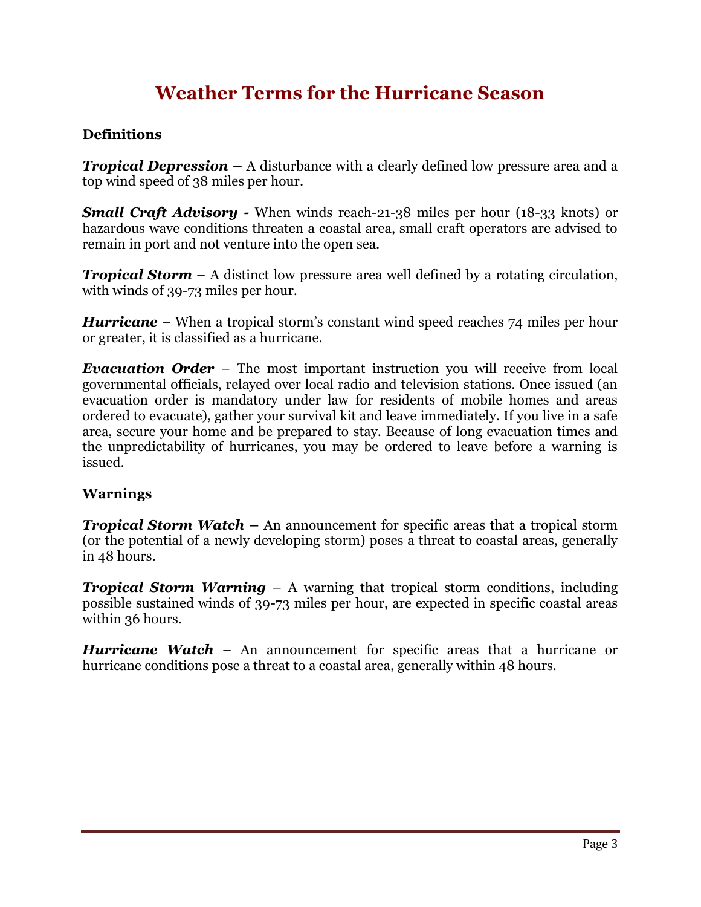# Weather Terms for the Hurricane Season

**Definitions**

***Tropical Depression*** **–** A disturbance with a clearly defined low pressure area and a top wind speed of 38 miles per hour.

***Small Craft Advisory -*** When winds reach-21-38 miles per hour (18-33 knots) or hazardous wave conditions threaten a coastal area, small craft operators are advised to remain in port and not venture into the open sea.

***Tropical Storm*** – A distinct low pressure area well defined by a rotating circulation, with winds of 39-73 miles per hour.

***Hurricane*** – When a tropical storm's constant wind speed reaches 74 miles per hour or greater, it is classified as a hurricane.

***Evacuation Order*** – The most important instruction you will receive from local governmental officials, relayed over local radio and television stations. Once issued (an evacuation order is mandatory under law for residents of mobile homes and areas ordered to evacuate), gather your survival kit and leave immediately. If you live in a safe area, secure your home and be prepared to stay. Because of long evacuation times and the unpredictability of hurricanes, you may be ordered to leave before a warning is issued.

**Warnings**

***Tropical Storm Watch*** **–** An announcement for specific areas that a tropical storm (or the potential of a newly developing storm) poses a threat to coastal areas, generally in 48 hours.

***Tropical Storm Warning*** – A warning that tropical storm conditions, including possible sustained winds of 39-73 miles per hour, are expected in specific coastal areas within 36 hours.

***Hurricane Watch*** – An announcement for specific areas that a hurricane or hurricane conditions pose a threat to a coastal area, generally within 48 hours.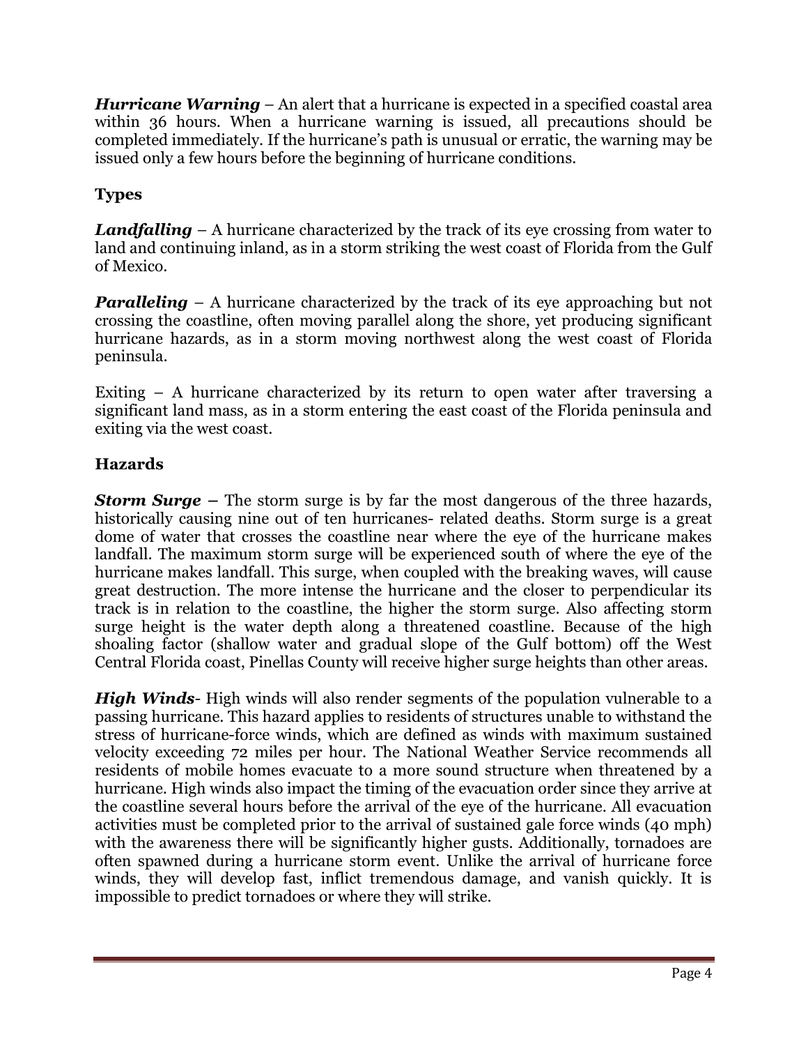***Hurricane Warning*** – An alert that a hurricane is expected in a specified coastal area within 36 hours. When a hurricane warning is issued, all precautions should be completed immediately. If the hurricane's path is unusual or erratic, the warning may be issued only a few hours before the beginning of hurricane conditions.

## Types

***Landfalling*** – A hurricane characterized by the track of its eye crossing from water to land and continuing inland, as in a storm striking the west coast of Florida from the Gulf of Mexico.

***Paralleling*** – A hurricane characterized by the track of its eye approaching but not crossing the coastline, often moving parallel along the shore, yet producing significant hurricane hazards, as in a storm moving northwest along the west coast of Florida peninsula.

Exiting – A hurricane characterized by its return to open water after traversing a significant land mass, as in a storm entering the east coast of the Florida peninsula and exiting via the west coast.

## Hazards

***Storm Surge –*** The storm surge is by far the most dangerous of the three hazards, historically causing nine out of ten hurricanes- related deaths. Storm surge is a great dome of water that crosses the coastline near where the eye of the hurricane makes landfall. The maximum storm surge will be experienced south of where the eye of the hurricane makes landfall. This surge, when coupled with the breaking waves, will cause great destruction. The more intense the hurricane and the closer to perpendicular its track is in relation to the coastline, the higher the storm surge. Also affecting storm surge height is the water depth along a threatened coastline. Because of the high shoaling factor (shallow water and gradual slope of the Gulf bottom) off the West Central Florida coast, Pinellas County will receive higher surge heights than other areas.

***High Winds***- High winds will also render segments of the population vulnerable to a passing hurricane. This hazard applies to residents of structures unable to withstand the stress of hurricane-force winds, which are defined as winds with maximum sustained velocity exceeding 72 miles per hour. The National Weather Service recommends all residents of mobile homes evacuate to a more sound structure when threatened by a hurricane. High winds also impact the timing of the evacuation order since they arrive at the coastline several hours before the arrival of the eye of the hurricane. All evacuation activities must be completed prior to the arrival of sustained gale force winds (40 mph) with the awareness there will be significantly higher gusts. Additionally, tornadoes are often spawned during a hurricane storm event. Unlike the arrival of hurricane force winds, they will develop fast, inflict tremendous damage, and vanish quickly. It is impossible to predict tornadoes or where they will strike.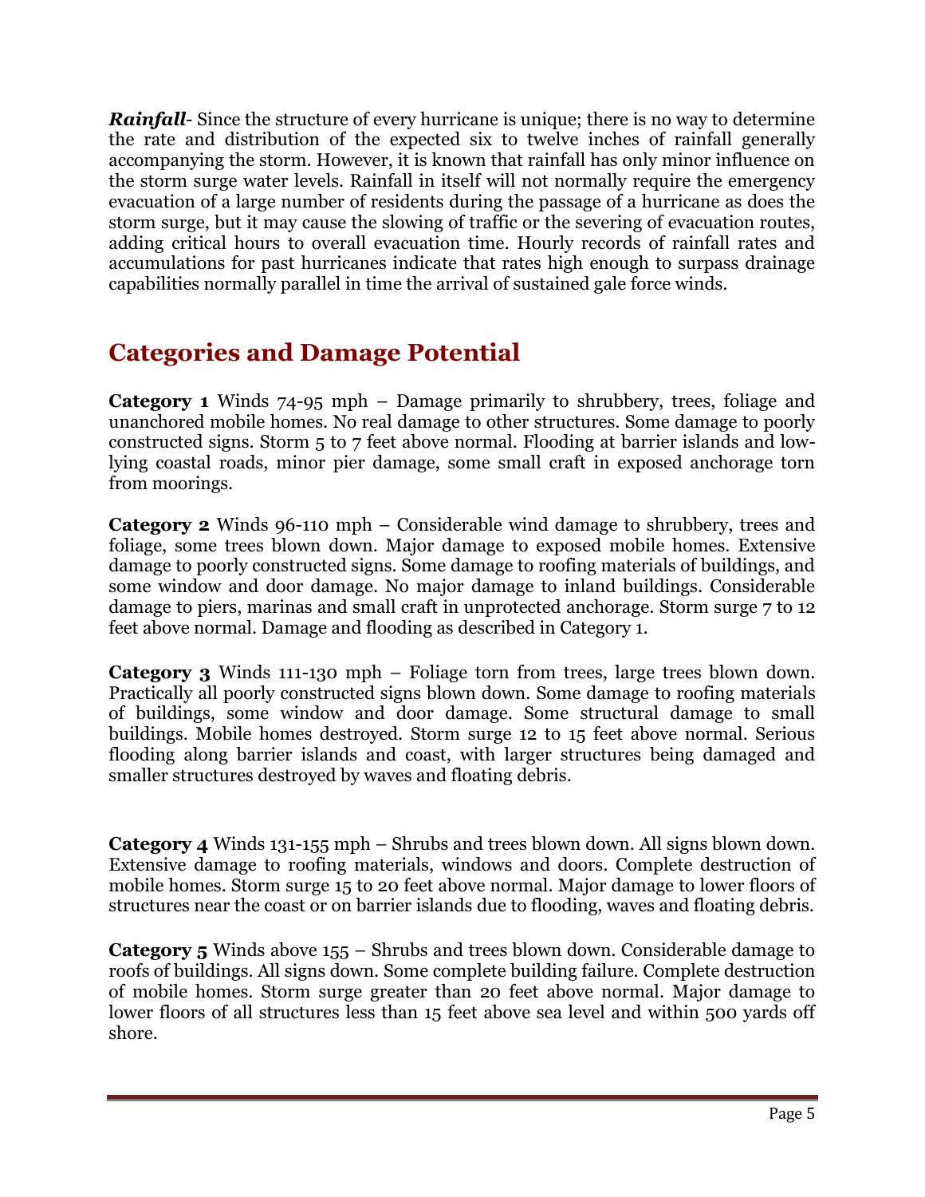***Rainfall***- Since the structure of every hurricane is unique; there is no way to determine the rate and distribution of the expected six to twelve inches of rainfall generally accompanying the storm. However, it is known that rainfall has only minor influence on the storm surge water levels. Rainfall in itself will not normally require the emergency evacuation of a large number of residents during the passage of a hurricane as does the storm surge, but it may cause the slowing of traffic or the severing of evacuation routes, adding critical hours to overall evacuation time. Hourly records of rainfall rates and accumulations for past hurricanes indicate that rates high enough to surpass drainage capabilities normally parallel in time the arrival of sustained gale force winds.

## Categories and Damage Potential

**Category 1** Winds 74-95 mph – Damage primarily to shrubbery, trees, foliage and unanchored mobile homes. No real damage to other structures. Some damage to poorly constructed signs. Storm 5 to 7 feet above normal. Flooding at barrier islands and low-lying coastal roads, minor pier damage, some small craft in exposed anchorage torn from moorings.

**Category 2** Winds 96-110 mph – Considerable wind damage to shrubbery, trees and foliage, some trees blown down. Major damage to exposed mobile homes. Extensive damage to poorly constructed signs. Some damage to roofing materials of buildings, and some window and door damage. No major damage to inland buildings. Considerable damage to piers, marinas and small craft in unprotected anchorage. Storm surge 7 to 12 feet above normal. Damage and flooding as described in Category 1.

**Category 3** Winds 111-130 mph – Foliage torn from trees, large trees blown down. Practically all poorly constructed signs blown down. Some damage to roofing materials of buildings, some window and door damage. Some structural damage to small buildings. Mobile homes destroyed. Storm surge 12 to 15 feet above normal. Serious flooding along barrier islands and coast, with larger structures being damaged and smaller structures destroyed by waves and floating debris.

**Category 4** Winds 131-155 mph – Shrubs and trees blown down. All signs blown down. Extensive damage to roofing materials, windows and doors. Complete destruction of mobile homes. Storm surge 15 to 20 feet above normal. Major damage to lower floors of structures near the coast or on barrier islands due to flooding, waves and floating debris.

**Category 5** Winds above 155 – Shrubs and trees blown down. Considerable damage to roofs of buildings. All signs down. Some complete building failure. Complete destruction of mobile homes. Storm surge greater than 20 feet above normal. Major damage to lower floors of all structures less than 15 feet above sea level and within 500 yards off shore.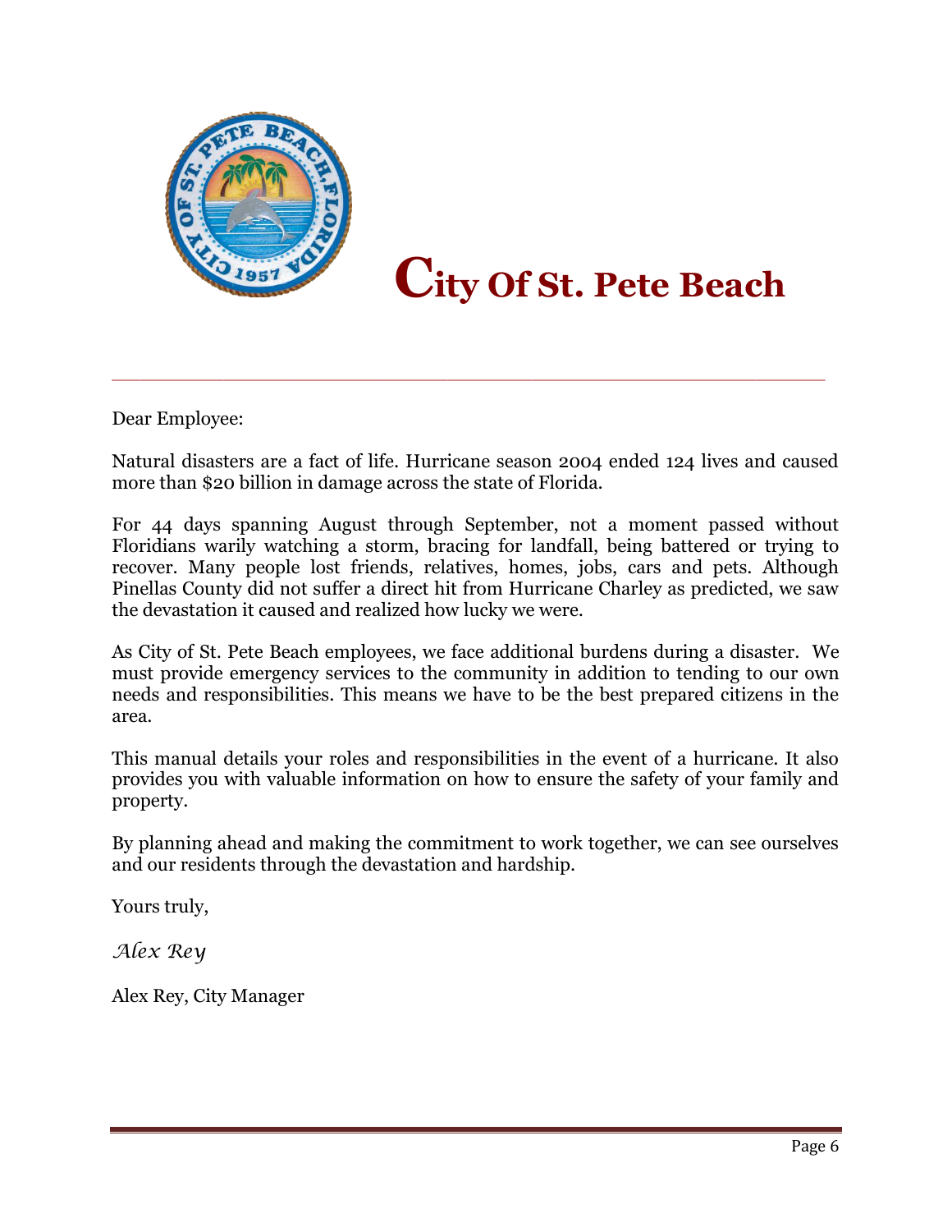# City Of St. Pete Beach

Dear Employee:

Natural disasters are a fact of life. Hurricane season 2004 ended 124 lives and caused more than $20 billion in damage across the state of Florida.

For 44 days spanning August through September, not a moment passed without Floridians warily watching a storm, bracing for landfall, being battered or trying to recover. Many people lost friends, relatives, homes, jobs, cars and pets. Although Pinellas County did not suffer a direct hit from Hurricane Charley as predicted, we saw the devastation it caused and realized how lucky we were.

As City of St. Pete Beach employees, we face additional burdens during a disaster. We must provide emergency services to the community in addition to tending to our own needs and responsibilities. This means we have to be the best prepared citizens in the area.

This manual details your roles and responsibilities in the event of a hurricane. It also provides you with valuable information on how to ensure the safety of your family and property.

By planning ahead and making the commitment to work together, we can see ourselves and our residents through the devastation and hardship.

Yours truly,

*Alex Rey*

Alex Rey, City Manager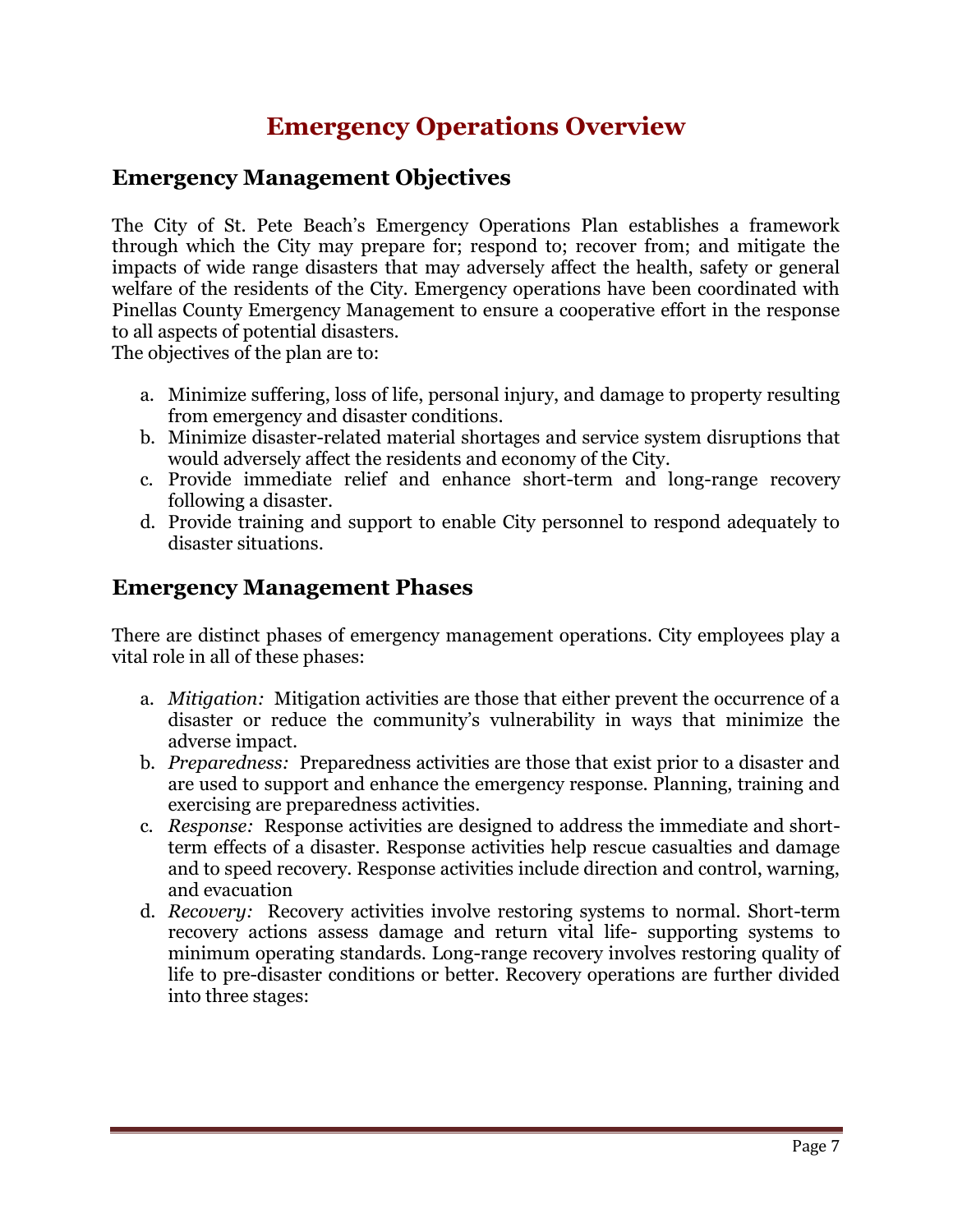# Emergency Operations Overview

## Emergency Management Objectives

The City of St. Pete Beach's Emergency Operations Plan establishes a framework through which the City may prepare for; respond to; recover from; and mitigate the impacts of wide range disasters that may adversely affect the health, safety or general welfare of the residents of the City. Emergency operations have been coordinated with Pinellas County Emergency Management to ensure a cooperative effort in the response to all aspects of potential disasters.
The objectives of the plan are to:

a. Minimize suffering, loss of life, personal injury, and damage to property resulting from emergency and disaster conditions.
b. Minimize disaster-related material shortages and service system disruptions that would adversely affect the residents and economy of the City.
c. Provide immediate relief and enhance short-term and long-range recovery following a disaster.
d. Provide training and support to enable City personnel to respond adequately to disaster situations.

## Emergency Management Phases

There are distinct phases of emergency management operations. City employees play a vital role in all of these phases:

a. *Mitigation:* Mitigation activities are those that either prevent the occurrence of a disaster or reduce the community's vulnerability in ways that minimize the adverse impact.
b. *Preparedness:* Preparedness activities are those that exist prior to a disaster and are used to support and enhance the emergency response. Planning, training and exercising are preparedness activities.
c. *Response:* Response activities are designed to address the immediate and short-term effects of a disaster. Response activities help rescue casualties and damage and to speed recovery. Response activities include direction and control, warning, and evacuation
d. *Recovery:* Recovery activities involve restoring systems to normal. Short-term recovery actions assess damage and return vital life- supporting systems to minimum operating standards. Long-range recovery involves restoring quality of life to pre-disaster conditions or better. Recovery operations are further divided into three stages: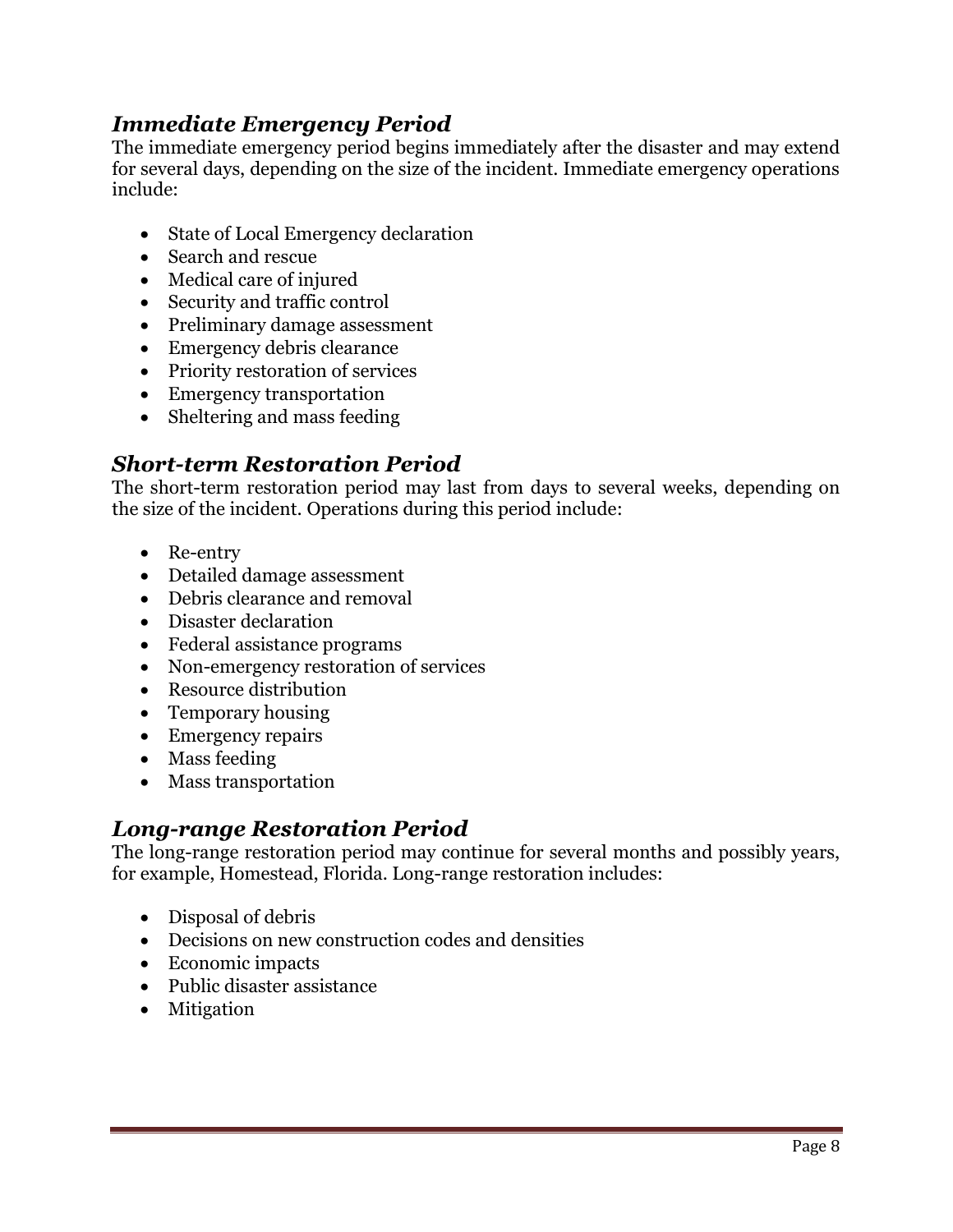### *Immediate Emergency Period*

The immediate emergency period begins immediately after the disaster and may extend for several days, depending on the size of the incident. Immediate emergency operations include:

- State of Local Emergency declaration
- Search and rescue
- Medical care of injured
- Security and traffic control
- Preliminary damage assessment
- Emergency debris clearance
- Priority restoration of services
- Emergency transportation
- Sheltering and mass feeding

### *Short-term Restoration Period*

The short-term restoration period may last from days to several weeks, depending on the size of the incident. Operations during this period include:

- Re-entry
- Detailed damage assessment
- Debris clearance and removal
- Disaster declaration
- Federal assistance programs
- Non-emergency restoration of services
- Resource distribution
- Temporary housing
- Emergency repairs
- Mass feeding
- Mass transportation

### *Long-range Restoration Period*

The long-range restoration period may continue for several months and possibly years, for example, Homestead, Florida. Long-range restoration includes:

- Disposal of debris
- Decisions on new construction codes and densities
- Economic impacts
- Public disaster assistance
- Mitigation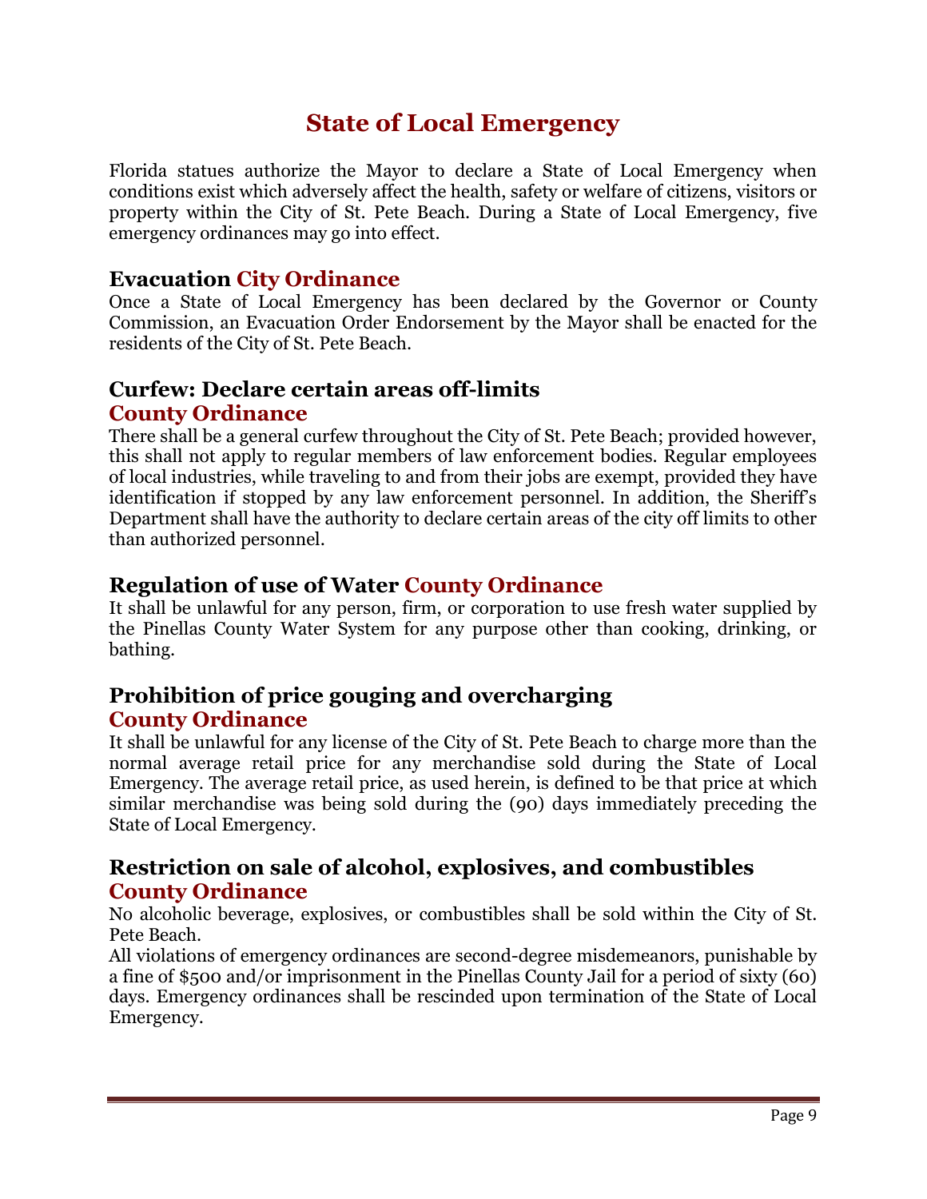# State of Local Emergency

Florida statues authorize the Mayor to declare a State of Local Emergency when conditions exist which adversely affect the health, safety or welfare of citizens, visitors or property within the City of St. Pete Beach. During a State of Local Emergency, five emergency ordinances may go into effect.

## Evacuation City Ordinance

Once a State of Local Emergency has been declared by the Governor or County Commission, an Evacuation Order Endorsement by the Mayor shall be enacted for the residents of the City of St. Pete Beach.

## Curfew: Declare certain areas off-limits County Ordinance

There shall be a general curfew throughout the City of St. Pete Beach; provided however, this shall not apply to regular members of law enforcement bodies. Regular employees of local industries, while traveling to and from their jobs are exempt, provided they have identification if stopped by any law enforcement personnel. In addition, the Sheriff's Department shall have the authority to declare certain areas of the city off limits to other than authorized personnel.

## Regulation of use of Water County Ordinance

It shall be unlawful for any person, firm, or corporation to use fresh water supplied by the Pinellas County Water System for any purpose other than cooking, drinking, or bathing.

## Prohibition of price gouging and overcharging County Ordinance

It shall be unlawful for any license of the City of St. Pete Beach to charge more than the normal average retail price for any merchandise sold during the State of Local Emergency. The average retail price, as used herein, is defined to be that price at which similar merchandise was being sold during the (90) days immediately preceding the State of Local Emergency.

## Restriction on sale of alcohol, explosives, and combustibles County Ordinance

No alcoholic beverage, explosives, or combustibles shall be sold within the City of St. Pete Beach.

All violations of emergency ordinances are second-degree misdemeanors, punishable by a fine of $500 and/or imprisonment in the Pinellas County Jail for a period of sixty (60) days. Emergency ordinances shall be rescinded upon termination of the State of Local Emergency.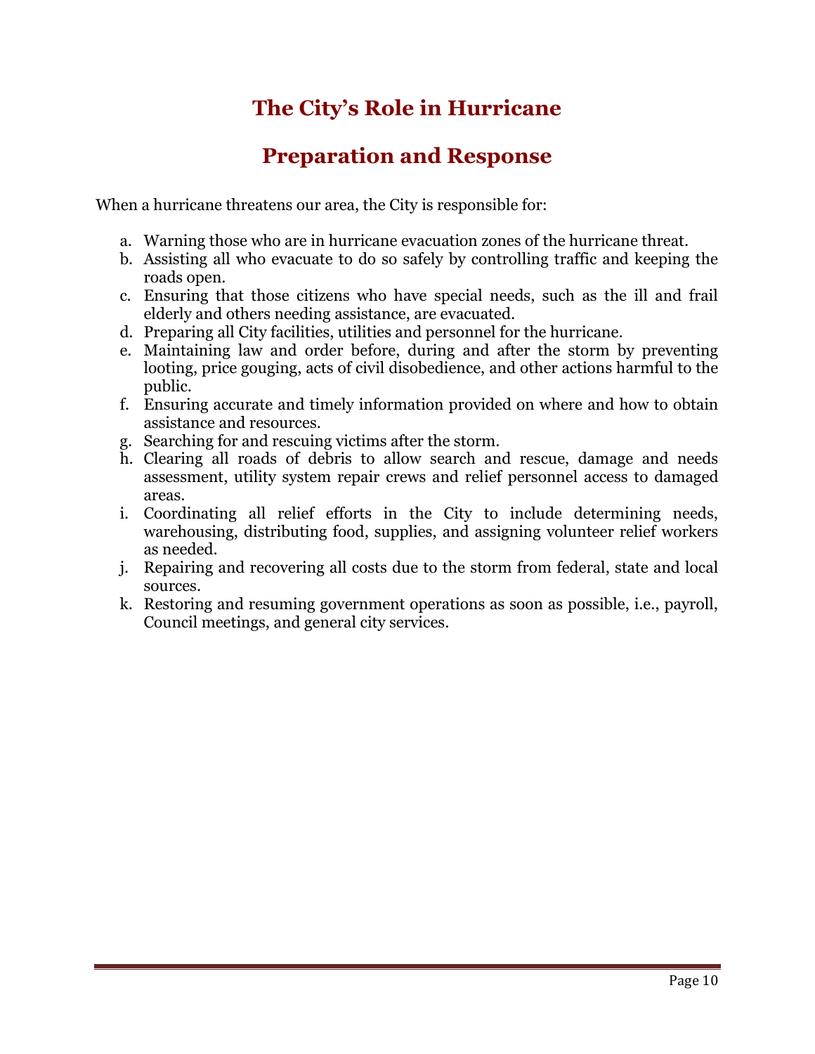# The City's Role in Hurricane Preparation and Response

When a hurricane threatens our area, the City is responsible for:

a. Warning those who are in hurricane evacuation zones of the hurricane threat.
b. Assisting all who evacuate to do so safely by controlling traffic and keeping the roads open.
c. Ensuring that those citizens who have special needs, such as the ill and frail elderly and others needing assistance, are evacuated.
d. Preparing all City facilities, utilities and personnel for the hurricane.
e. Maintaining law and order before, during and after the storm by preventing looting, price gouging, acts of civil disobedience, and other actions harmful to the public.
f. Ensuring accurate and timely information provided on where and how to obtain assistance and resources.
g. Searching for and rescuing victims after the storm.
h. Clearing all roads of debris to allow search and rescue, damage and needs assessment, utility system repair crews and relief personnel access to damaged areas.
i. Coordinating all relief efforts in the City to include determining needs, warehousing, distributing food, supplies, and assigning volunteer relief workers as needed.
j. Repairing and recovering all costs due to the storm from federal, state and local sources.
k. Restoring and resuming government operations as soon as possible, i.e., payroll, Council meetings, and general city services.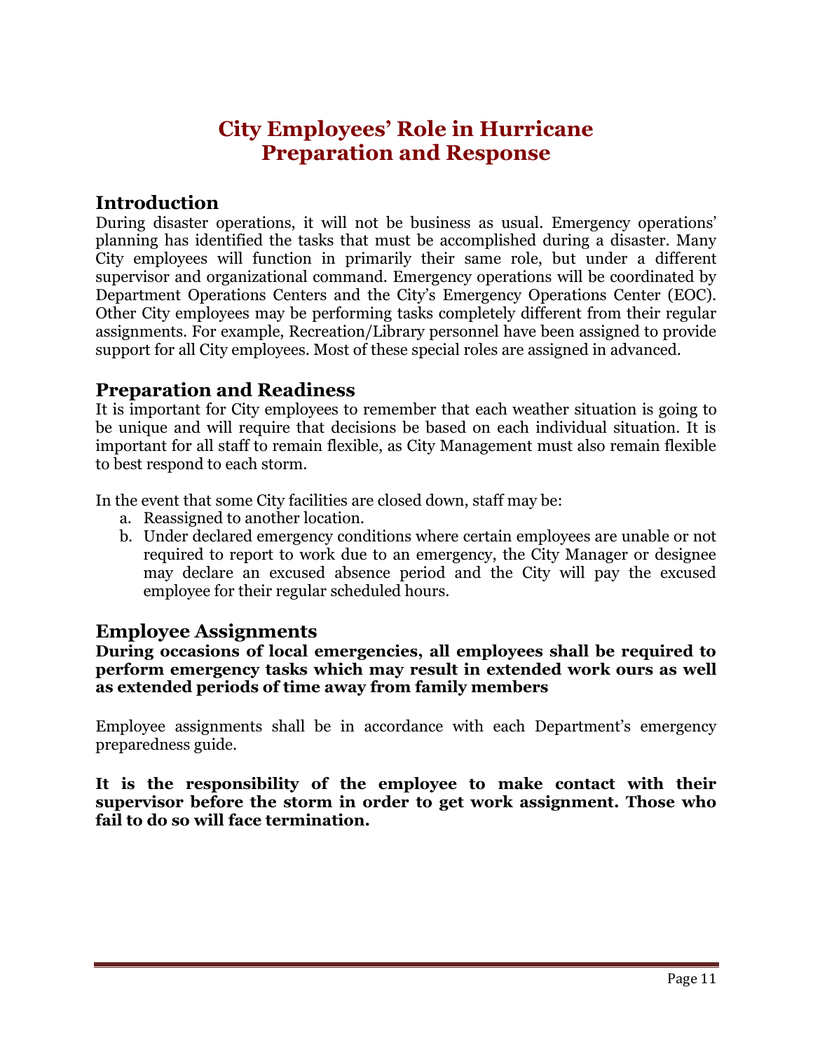# City Employees' Role in Hurricane Preparation and Response

## Introduction

During disaster operations, it will not be business as usual. Emergency operations' planning has identified the tasks that must be accomplished during a disaster. Many City employees will function in primarily their same role, but under a different supervisor and organizational command. Emergency operations will be coordinated by Department Operations Centers and the City's Emergency Operations Center (EOC). Other City employees may be performing tasks completely different from their regular assignments. For example, Recreation/Library personnel have been assigned to provide support for all City employees. Most of these special roles are assigned in advanced.

## Preparation and Readiness

It is important for City employees to remember that each weather situation is going to be unique and will require that decisions be based on each individual situation. It is important for all staff to remain flexible, as City Management must also remain flexible to best respond to each storm.

In the event that some City facilities are closed down, staff may be:

a. Reassigned to another location.
b. Under declared emergency conditions where certain employees are unable or not required to report to work due to an emergency, the City Manager or designee may declare an excused absence period and the City will pay the excused employee for their regular scheduled hours.

## Employee Assignments

**During occasions of local emergencies, all employees shall be required to perform emergency tasks which may result in extended work ours as well as extended periods of time away from family members**

Employee assignments shall be in accordance with each Department's emergency preparedness guide.

**It is the responsibility of the employee to make contact with their supervisor before the storm in order to get work assignment. Those who fail to do so will face termination.**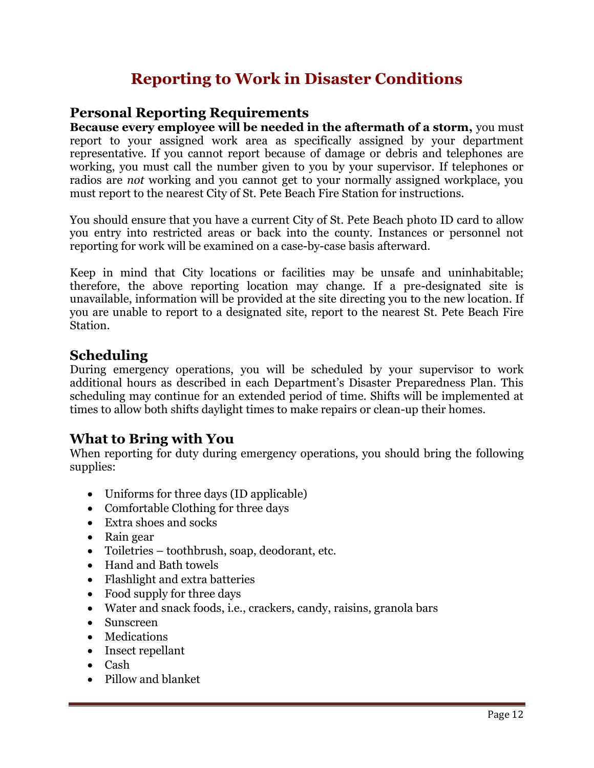# Reporting to Work in Disaster Conditions

## Personal Reporting Requirements

**Because every employee will be needed in the aftermath of a storm,** you must report to your assigned work area as specifically assigned by your department representative. If you cannot report because of damage or debris and telephones are working, you must call the number given to you by your supervisor. If telephones or radios are *not* working and you cannot get to your normally assigned workplace, you must report to the nearest City of St. Pete Beach Fire Station for instructions.

You should ensure that you have a current City of St. Pete Beach photo ID card to allow you entry into restricted areas or back into the county. Instances or personnel not reporting for work will be examined on a case-by-case basis afterward.

Keep in mind that City locations or facilities may be unsafe and uninhabitable; therefore, the above reporting location may change. If a pre-designated site is unavailable, information will be provided at the site directing you to the new location. If you are unable to report to a designated site, report to the nearest St. Pete Beach Fire Station.

## Scheduling

During emergency operations, you will be scheduled by your supervisor to work additional hours as described in each Department's Disaster Preparedness Plan. This scheduling may continue for an extended period of time. Shifts will be implemented at times to allow both shifts daylight times to make repairs or clean-up their homes.

## What to Bring with You

When reporting for duty during emergency operations, you should bring the following supplies:

- Uniforms for three days (ID applicable)
- Comfortable Clothing for three days
- Extra shoes and socks
- Rain gear
- Toiletries – toothbrush, soap, deodorant, etc.
- Hand and Bath towels
- Flashlight and extra batteries
- Food supply for three days
- Water and snack foods, i.e., crackers, candy, raisins, granola bars
- Sunscreen
- Medications
- Insect repellant
- Cash
- Pillow and blanket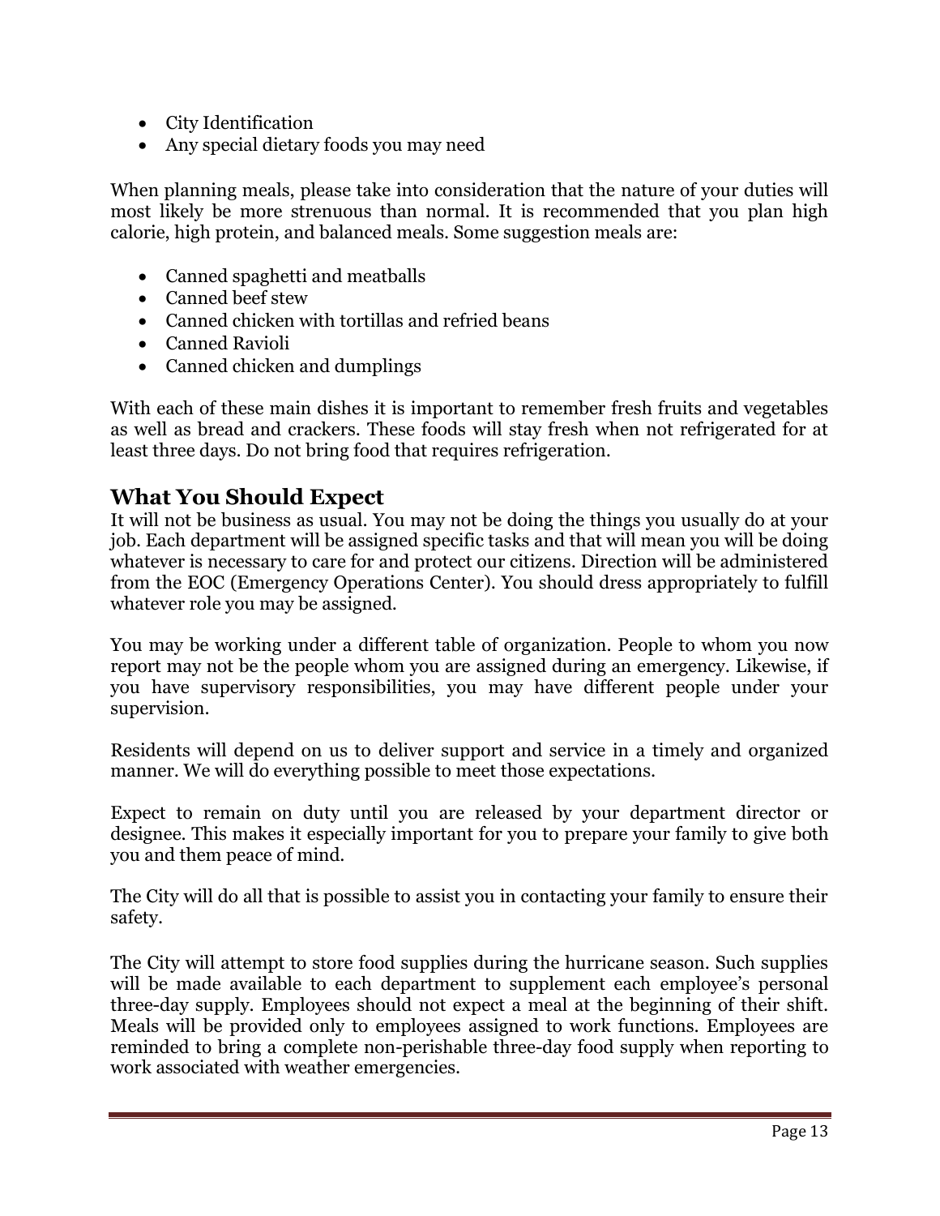- City Identification
- Any special dietary foods you may need

When planning meals, please take into consideration that the nature of your duties will most likely be more strenuous than normal. It is recommended that you plan high calorie, high protein, and balanced meals. Some suggestion meals are:

- Canned spaghetti and meatballs
- Canned beef stew
- Canned chicken with tortillas and refried beans
- Canned Ravioli
- Canned chicken and dumplings

With each of these main dishes it is important to remember fresh fruits and vegetables as well as bread and crackers. These foods will stay fresh when not refrigerated for at least three days. Do not bring food that requires refrigeration.

## What You Should Expect

It will not be business as usual. You may not be doing the things you usually do at your job. Each department will be assigned specific tasks and that will mean you will be doing whatever is necessary to care for and protect our citizens. Direction will be administered from the EOC (Emergency Operations Center). You should dress appropriately to fulfill whatever role you may be assigned.

You may be working under a different table of organization. People to whom you now report may not be the people whom you are assigned during an emergency. Likewise, if you have supervisory responsibilities, you may have different people under your supervision.

Residents will depend on us to deliver support and service in a timely and organized manner. We will do everything possible to meet those expectations.

Expect to remain on duty until you are released by your department director or designee. This makes it especially important for you to prepare your family to give both you and them peace of mind.

The City will do all that is possible to assist you in contacting your family to ensure their safety.

The City will attempt to store food supplies during the hurricane season. Such supplies will be made available to each department to supplement each employee's personal three-day supply. Employees should not expect a meal at the beginning of their shift. Meals will be provided only to employees assigned to work functions. Employees are reminded to bring a complete non-perishable three-day food supply when reporting to work associated with weather emergencies.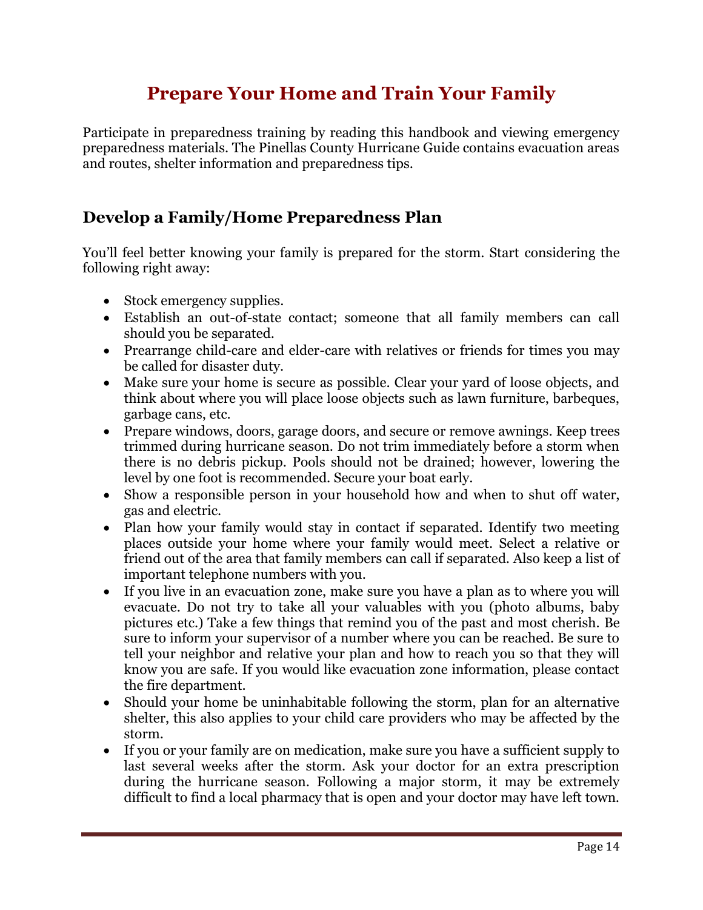# Prepare Your Home and Train Your Family

Participate in preparedness training by reading this handbook and viewing emergency preparedness materials. The Pinellas County Hurricane Guide contains evacuation areas and routes, shelter information and preparedness tips.

## Develop a Family/Home Preparedness Plan

You'll feel better knowing your family is prepared for the storm. Start considering the following right away:

- Stock emergency supplies.
- Establish an out-of-state contact; someone that all family members can call should you be separated.
- Prearrange child-care and elder-care with relatives or friends for times you may be called for disaster duty.
- Make sure your home is secure as possible. Clear your yard of loose objects, and think about where you will place loose objects such as lawn furniture, barbeques, garbage cans, etc.
- Prepare windows, doors, garage doors, and secure or remove awnings. Keep trees trimmed during hurricane season. Do not trim immediately before a storm when there is no debris pickup. Pools should not be drained; however, lowering the level by one foot is recommended. Secure your boat early.
- Show a responsible person in your household how and when to shut off water, gas and electric.
- Plan how your family would stay in contact if separated. Identify two meeting places outside your home where your family would meet. Select a relative or friend out of the area that family members can call if separated. Also keep a list of important telephone numbers with you.
- If you live in an evacuation zone, make sure you have a plan as to where you will evacuate. Do not try to take all your valuables with you (photo albums, baby pictures etc.) Take a few things that remind you of the past and most cherish. Be sure to inform your supervisor of a number where you can be reached. Be sure to tell your neighbor and relative your plan and how to reach you so that they will know you are safe. If you would like evacuation zone information, please contact the fire department.
- Should your home be uninhabitable following the storm, plan for an alternative shelter, this also applies to your child care providers who may be affected by the storm.
- If you or your family are on medication, make sure you have a sufficient supply to last several weeks after the storm. Ask your doctor for an extra prescription during the hurricane season. Following a major storm, it may be extremely difficult to find a local pharmacy that is open and your doctor may have left town.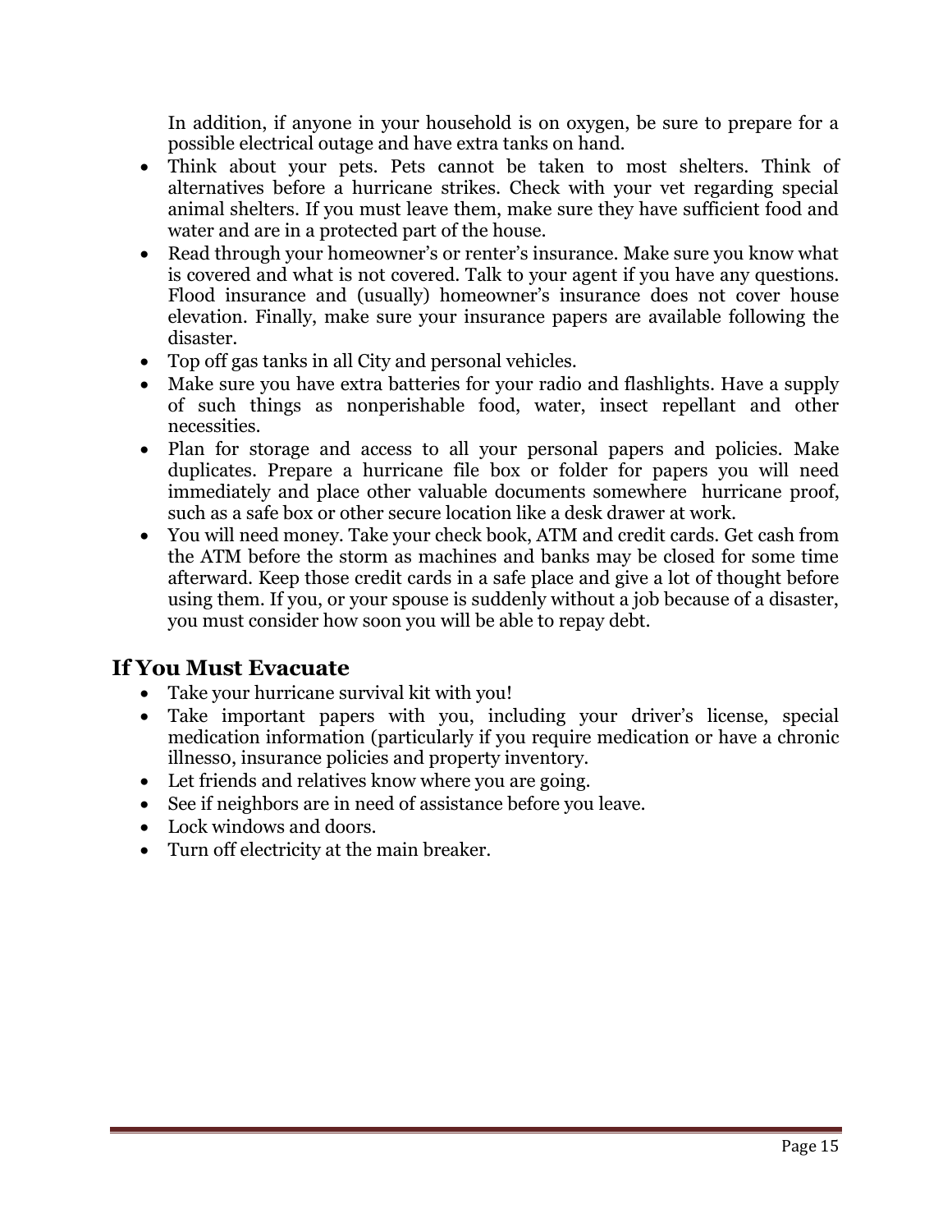In addition, if anyone in your household is on oxygen, be sure to prepare for a possible electrical outage and have extra tanks on hand.

- Think about your pets. Pets cannot be taken to most shelters. Think of alternatives before a hurricane strikes. Check with your vet regarding special animal shelters. If you must leave them, make sure they have sufficient food and water and are in a protected part of the house.
- Read through your homeowner's or renter's insurance. Make sure you know what is covered and what is not covered. Talk to your agent if you have any questions. Flood insurance and (usually) homeowner's insurance does not cover house elevation. Finally, make sure your insurance papers are available following the disaster.
- Top off gas tanks in all City and personal vehicles.
- Make sure you have extra batteries for your radio and flashlights. Have a supply of such things as nonperishable food, water, insect repellant and other necessities.
- Plan for storage and access to all your personal papers and policies. Make duplicates. Prepare a hurricane file box or folder for papers you will need immediately and place other valuable documents somewhere hurricane proof, such as a safe box or other secure location like a desk drawer at work.
- You will need money. Take your check book, ATM and credit cards. Get cash from the ATM before the storm as machines and banks may be closed for some time afterward. Keep those credit cards in a safe place and give a lot of thought before using them. If you, or your spouse is suddenly without a job because of a disaster, you must consider how soon you will be able to repay debt.

## If You Must Evacuate

- Take your hurricane survival kit with you!
- Take important papers with you, including your driver's license, special medication information (particularly if you require medication or have a chronic illness0, insurance policies and property inventory.
- Let friends and relatives know where you are going.
- See if neighbors are in need of assistance before you leave.
- Lock windows and doors.
- Turn off electricity at the main breaker.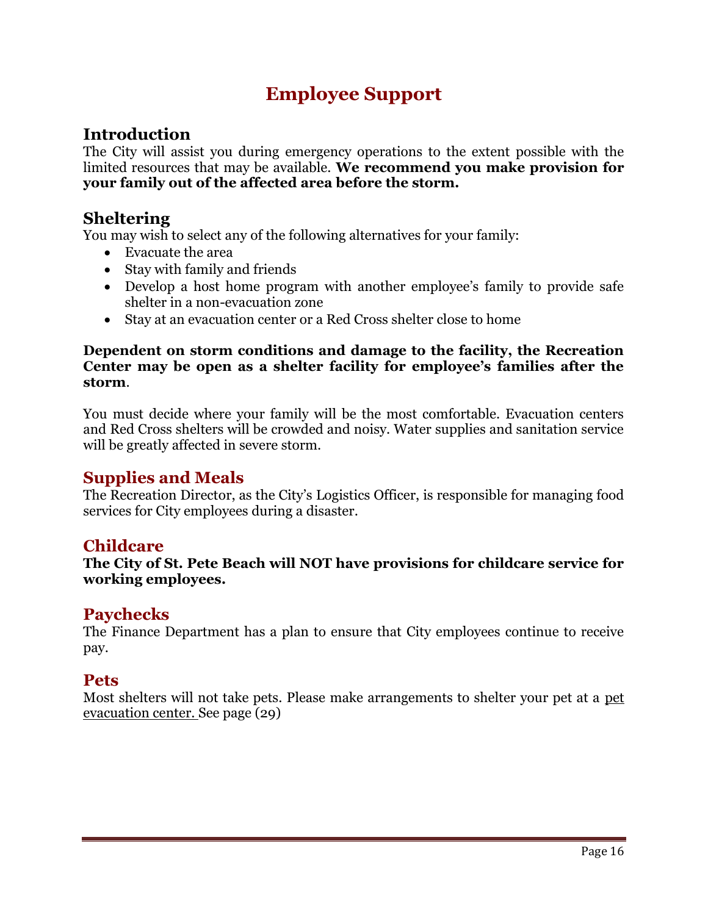# Employee Support

## Introduction

The City will assist you during emergency operations to the extent possible with the limited resources that may be available. **We recommend you make provision for your family out of the affected area before the storm.**

## Sheltering

You may wish to select any of the following alternatives for your family:

- Evacuate the area
- Stay with family and friends
- Develop a host home program with another employee's family to provide safe shelter in a non-evacuation zone
- Stay at an evacuation center or a Red Cross shelter close to home

**Dependent on storm conditions and damage to the facility, the Recreation Center may be open as a shelter facility for employee's families after the storm**.

You must decide where your family will be the most comfortable. Evacuation centers and Red Cross shelters will be crowded and noisy. Water supplies and sanitation service will be greatly affected in severe storm.

## Supplies and Meals

The Recreation Director, as the City's Logistics Officer, is responsible for managing food services for City employees during a disaster.

## Childcare

**The City of St. Pete Beach will NOT have provisions for childcare service for working employees.**

## Paychecks

The Finance Department has a plan to ensure that City employees continue to receive pay.

## Pets

Most shelters will not take pets. Please make arrangements to shelter your pet at a pet evacuation center. See page (29)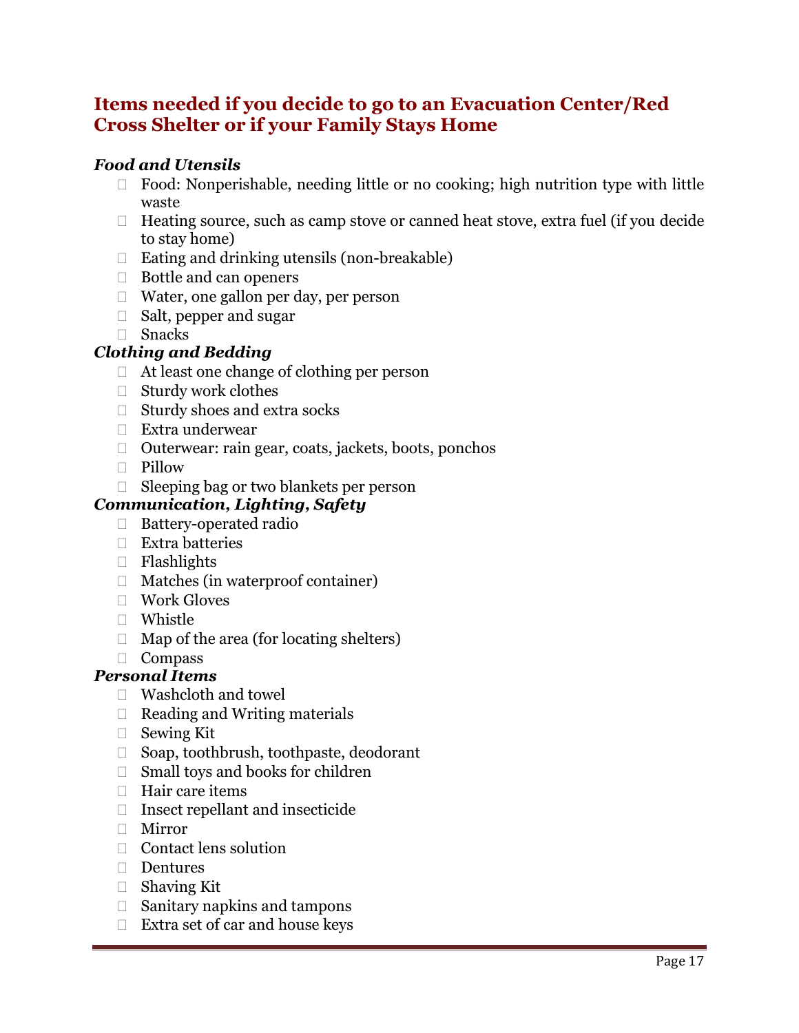## Items needed if you decide to go to an Evacuation Center/Red Cross Shelter or if your Family Stays Home

***Food and Utensils***

- Food: Nonperishable, needing little or no cooking; high nutrition type with little waste
- Heating source, such as camp stove or canned heat stove, extra fuel (if you decide to stay home)
- Eating and drinking utensils (non-breakable)
- Bottle and can openers
- Water, one gallon per day, per person
- Salt, pepper and sugar
- Snacks

***Clothing and Bedding***

- At least one change of clothing per person
- Sturdy work clothes
- Sturdy shoes and extra socks
- Extra underwear
- Outerwear: rain gear, coats, jackets, boots, ponchos
- Pillow
- Sleeping bag or two blankets per person

***Communication, Lighting, Safety***

- Battery-operated radio
- Extra batteries
- Flashlights
- Matches (in waterproof container)
- Work Gloves
- Whistle
- Map of the area (for locating shelters)
- Compass

***Personal Items***

- Washcloth and towel
- Reading and Writing materials
- Sewing Kit
- Soap, toothbrush, toothpaste, deodorant
- Small toys and books for children
- Hair care items
- Insect repellant and insecticide
- Mirror
- Contact lens solution
- Dentures
- Shaving Kit
- Sanitary napkins and tampons
- Extra set of car and house keys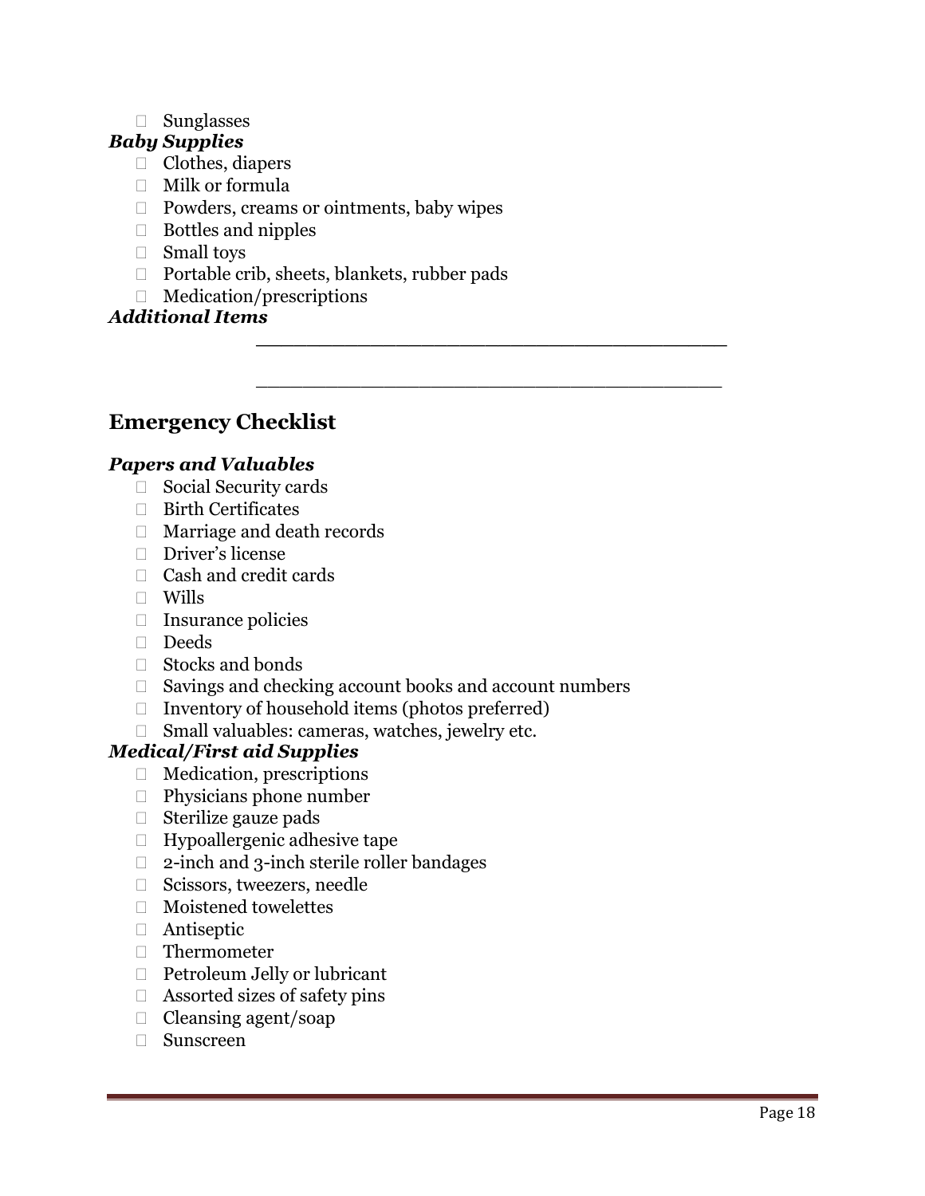- Sunglasses

***Baby Supplies***

- Clothes, diapers
- Milk or formula
- Powders, creams or ointments, baby wipes
- Bottles and nipples
- Small toys
- Portable crib, sheets, blankets, rubber pads
- Medication/prescriptions

***Additional Items***

_______________________________________

_______________________________________

## Emergency Checklist

***Papers and Valuables***

- Social Security cards
- Birth Certificates
- Marriage and death records
- Driver's license
- Cash and credit cards
- Wills
- Insurance policies
- Deeds
- Stocks and bonds
- Savings and checking account books and account numbers
- Inventory of household items (photos preferred)
- Small valuables: cameras, watches, jewelry etc.

***Medical/First aid Supplies***

- Medication, prescriptions
- Physicians phone number
- Sterilize gauze pads
- Hypoallergenic adhesive tape
- 2-inch and 3-inch sterile roller bandages
- Scissors, tweezers, needle
- Moistened towelettes
- Antiseptic
- Thermometer
- Petroleum Jelly or lubricant
- Assorted sizes of safety pins
- Cleansing agent/soap
- Sunscreen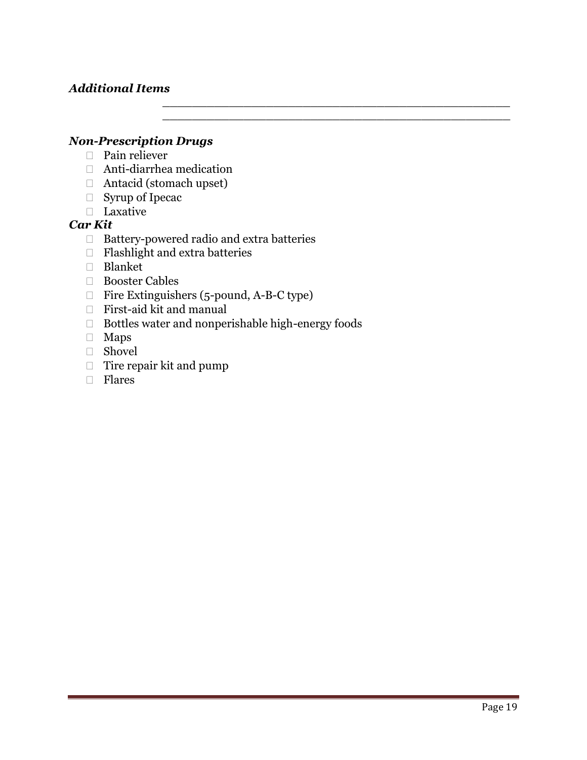***Additional Items***

\_\_\_\_\_\_\_\_\_\_\_\_\_\_\_\_\_\_\_\_\_\_\_\_\_\_\_\_\_\_\_\_\_\_\_\_\_\_\_\_\_\_\_\_\_\_\_\_\_\_

\_\_\_\_\_\_\_\_\_\_\_\_\_\_\_\_\_\_\_\_\_\_\_\_\_\_\_\_\_\_\_\_\_\_\_\_\_\_\_\_\_\_\_\_\_\_\_\_\_\_

***Non-Prescription Drugs***

- Pain reliever
- Anti-diarrhea medication
- Antacid (stomach upset)
- Syrup of Ipecac
- Laxative

***Car Kit***

- Battery-powered radio and extra batteries
- Flashlight and extra batteries
- Blanket
- Booster Cables
- Fire Extinguishers (5-pound, A-B-C type)
- First-aid kit and manual
- Bottles water and nonperishable high-energy foods
- Maps
- Shovel
- Tire repair kit and pump
- Flares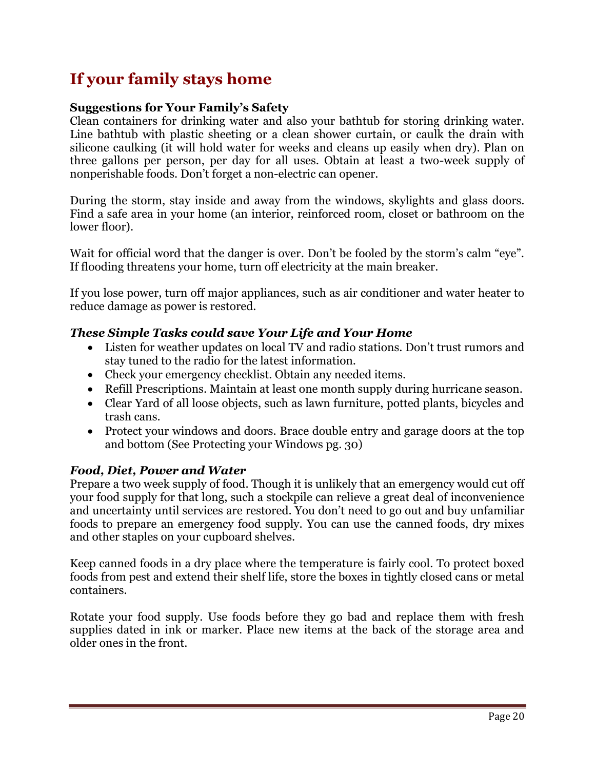# If your family stays home

**Suggestions for Your Family's Safety**

Clean containers for drinking water and also your bathtub for storing drinking water. Line bathtub with plastic sheeting or a clean shower curtain, or caulk the drain with silicone caulking (it will hold water for weeks and cleans up easily when dry). Plan on three gallons per person, per day for all uses. Obtain at least a two-week supply of nonperishable foods. Don't forget a non-electric can opener.

During the storm, stay inside and away from the windows, skylights and glass doors. Find a safe area in your home (an interior, reinforced room, closet or bathroom on the lower floor).

Wait for official word that the danger is over. Don't be fooled by the storm's calm "eye". If flooding threatens your home, turn off electricity at the main breaker.

If you lose power, turn off major appliances, such as air conditioner and water heater to reduce damage as power is restored.

***These Simple Tasks could save Your Life and Your Home***

- Listen for weather updates on local TV and radio stations. Don't trust rumors and stay tuned to the radio for the latest information.
- Check your emergency checklist. Obtain any needed items.
- Refill Prescriptions. Maintain at least one month supply during hurricane season.
- Clear Yard of all loose objects, such as lawn furniture, potted plants, bicycles and trash cans.
- Protect your windows and doors. Brace double entry and garage doors at the top and bottom (See Protecting your Windows pg. 30)

***Food, Diet, Power and Water***

Prepare a two week supply of food. Though it is unlikely that an emergency would cut off your food supply for that long, such a stockpile can relieve a great deal of inconvenience and uncertainty until services are restored. You don't need to go out and buy unfamiliar foods to prepare an emergency food supply. You can use the canned foods, dry mixes and other staples on your cupboard shelves.

Keep canned foods in a dry place where the temperature is fairly cool. To protect boxed foods from pest and extend their shelf life, store the boxes in tightly closed cans or metal containers.

Rotate your food supply. Use foods before they go bad and replace them with fresh supplies dated in ink or marker. Place new items at the back of the storage area and older ones in the front.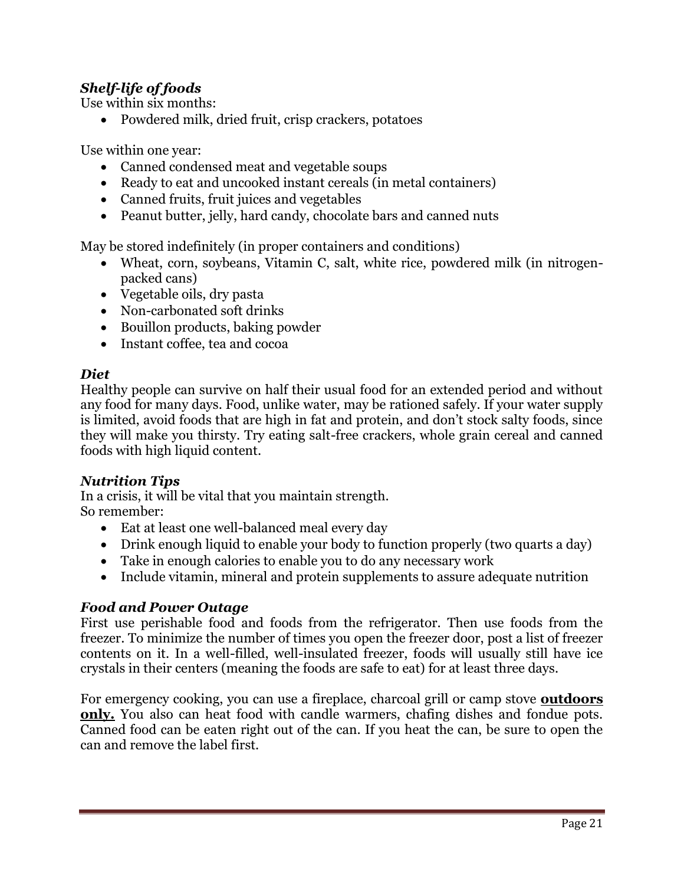### ***Shelf-life of foods***

Use within six months:

- Powdered milk, dried fruit, crisp crackers, potatoes

Use within one year:

- Canned condensed meat and vegetable soups
- Ready to eat and uncooked instant cereals (in metal containers)
- Canned fruits, fruit juices and vegetables
- Peanut butter, jelly, hard candy, chocolate bars and canned nuts

May be stored indefinitely (in proper containers and conditions)

- Wheat, corn, soybeans, Vitamin C, salt, white rice, powdered milk (in nitrogen-packed cans)
- Vegetable oils, dry pasta
- Non-carbonated soft drinks
- Bouillon products, baking powder
- Instant coffee, tea and cocoa

### ***Diet***

Healthy people can survive on half their usual food for an extended period and without any food for many days. Food, unlike water, may be rationed safely. If your water supply is limited, avoid foods that are high in fat and protein, and don't stock salty foods, since they will make you thirsty. Try eating salt-free crackers, whole grain cereal and canned foods with high liquid content.

### ***Nutrition Tips***

In a crisis, it will be vital that you maintain strength.
So remember:

- Eat at least one well-balanced meal every day
- Drink enough liquid to enable your body to function properly (two quarts a day)
- Take in enough calories to enable you to do any necessary work
- Include vitamin, mineral and protein supplements to assure adequate nutrition

### ***Food and Power Outage***

First use perishable food and foods from the refrigerator. Then use foods from the freezer. To minimize the number of times you open the freezer door, post a list of freezer contents on it. In a well-filled, well-insulated freezer, foods will usually still have ice crystals in their centers (meaning the foods are safe to eat) for at least three days.

For emergency cooking, you can use a fireplace, charcoal grill or camp stove **outdoors only.** You also can heat food with candle warmers, chafing dishes and fondue pots. Canned food can be eaten right out of the can. If you heat the can, be sure to open the can and remove the label first.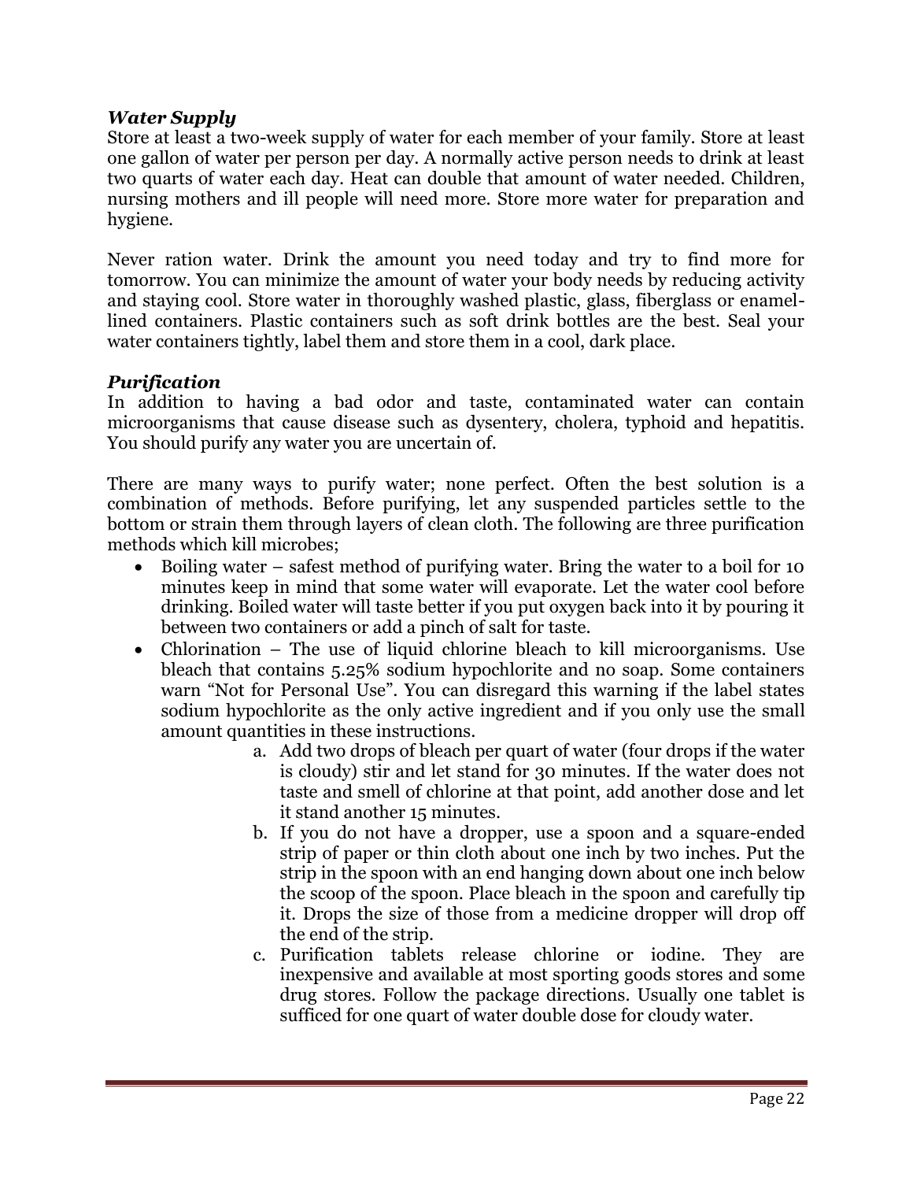### *Water Supply*

Store at least a two-week supply of water for each member of your family. Store at least one gallon of water per person per day. A normally active person needs to drink at least two quarts of water each day. Heat can double that amount of water needed. Children, nursing mothers and ill people will need more. Store more water for preparation and hygiene.

Never ration water. Drink the amount you need today and try to find more for tomorrow. You can minimize the amount of water your body needs by reducing activity and staying cool. Store water in thoroughly washed plastic, glass, fiberglass or enamel-lined containers. Plastic containers such as soft drink bottles are the best. Seal your water containers tightly, label them and store them in a cool, dark place.

### *Purification*

In addition to having a bad odor and taste, contaminated water can contain microorganisms that cause disease such as dysentery, cholera, typhoid and hepatitis. You should purify any water you are uncertain of.

There are many ways to purify water; none perfect. Often the best solution is a combination of methods. Before purifying, let any suspended particles settle to the bottom or strain them through layers of clean cloth. The following are three purification methods which kill microbes;

- Boiling water – safest method of purifying water. Bring the water to a boil for 10 minutes keep in mind that some water will evaporate. Let the water cool before drinking. Boiled water will taste better if you put oxygen back into it by pouring it between two containers or add a pinch of salt for taste.
- Chlorination – The use of liquid chlorine bleach to kill microorganisms. Use bleach that contains 5.25% sodium hypochlorite and no soap. Some containers warn "Not for Personal Use". You can disregard this warning if the label states sodium hypochlorite as the only active ingredient and if you only use the small amount quantities in these instructions.
    a. Add two drops of bleach per quart of water (four drops if the water is cloudy) stir and let stand for 30 minutes. If the water does not taste and smell of chlorine at that point, add another dose and let it stand another 15 minutes.
    b. If you do not have a dropper, use a spoon and a square-ended strip of paper or thin cloth about one inch by two inches. Put the strip in the spoon with an end hanging down about one inch below the scoop of the spoon. Place bleach in the spoon and carefully tip it. Drops the size of those from a medicine dropper will drop off the end of the strip.
    c. Purification tablets release chlorine or iodine. They are inexpensive and available at most sporting goods stores and some drug stores. Follow the package directions. Usually one tablet is sufficed for one quart of water double dose for cloudy water.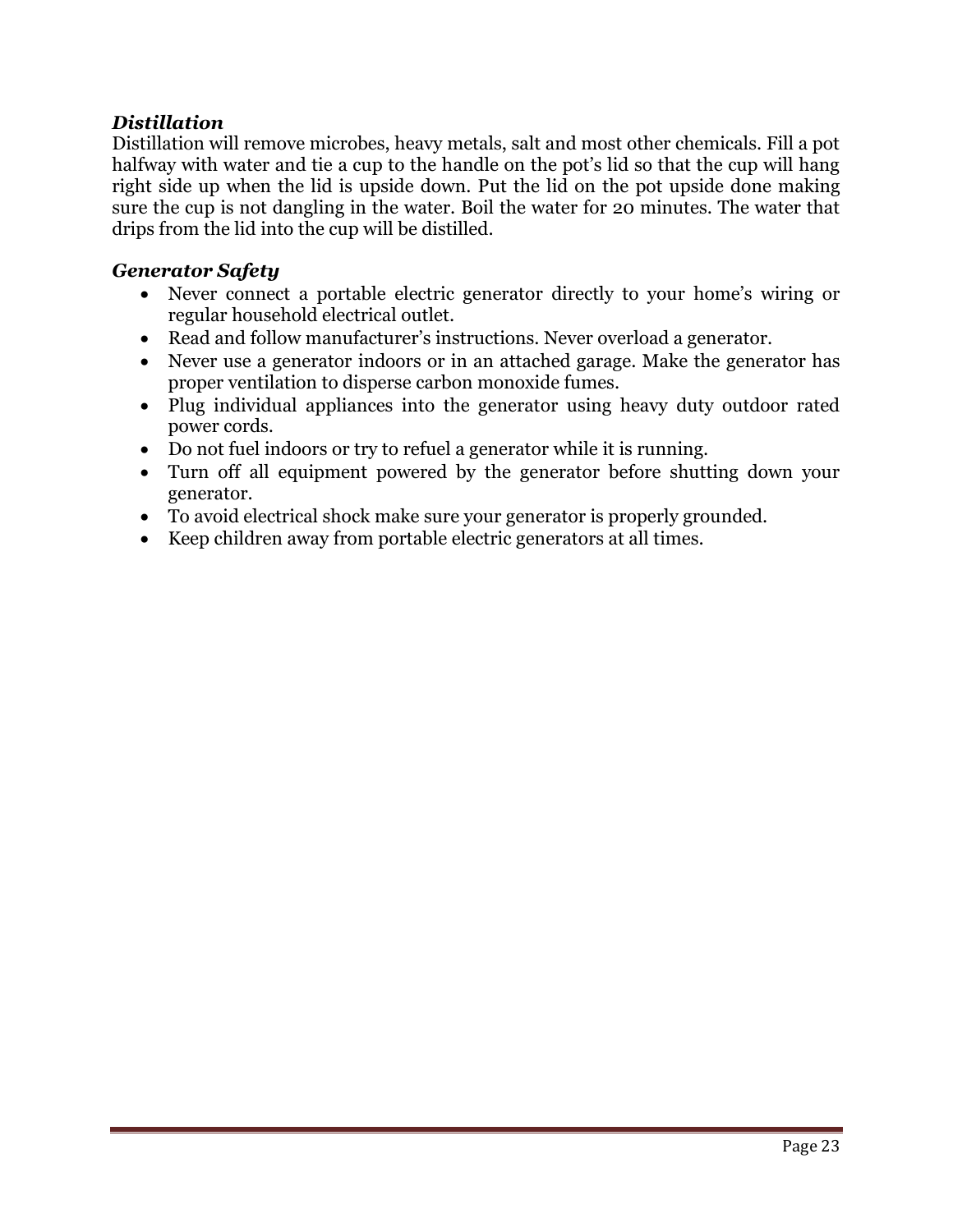### *Distillation*

Distillation will remove microbes, heavy metals, salt and most other chemicals. Fill a pot halfway with water and tie a cup to the handle on the pot's lid so that the cup will hang right side up when the lid is upside down. Put the lid on the pot upside done making sure the cup is not dangling in the water. Boil the water for 20 minutes. The water that drips from the lid into the cup will be distilled.

### *Generator Safety*

- Never connect a portable electric generator directly to your home's wiring or regular household electrical outlet.
- Read and follow manufacturer's instructions. Never overload a generator.
- Never use a generator indoors or in an attached garage. Make the generator has proper ventilation to disperse carbon monoxide fumes.
- Plug individual appliances into the generator using heavy duty outdoor rated power cords.
- Do not fuel indoors or try to refuel a generator while it is running.
- Turn off all equipment powered by the generator before shutting down your generator.
- To avoid electrical shock make sure your generator is properly grounded.
- Keep children away from portable electric generators at all times.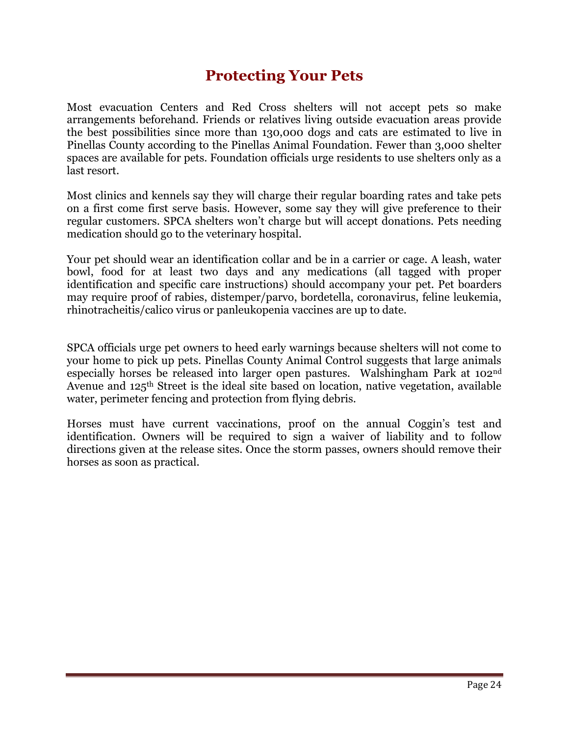# Protecting Your Pets

Most evacuation Centers and Red Cross shelters will not accept pets so make arrangements beforehand. Friends or relatives living outside evacuation areas provide the best possibilities since more than 130,000 dogs and cats are estimated to live in Pinellas County according to the Pinellas Animal Foundation. Fewer than 3,000 shelter spaces are available for pets. Foundation officials urge residents to use shelters only as a last resort.

Most clinics and kennels say they will charge their regular boarding rates and take pets on a first come first serve basis. However, some say they will give preference to their regular customers. SPCA shelters won't charge but will accept donations. Pets needing medication should go to the veterinary hospital.

Your pet should wear an identification collar and be in a carrier or cage. A leash, water bowl, food for at least two days and any medications (all tagged with proper identification and specific care instructions) should accompany your pet. Pet boarders may require proof of rabies, distemper/parvo, bordetella, coronavirus, feline leukemia, rhinotracheitis/calico virus or panleukopenia vaccines are up to date.

SPCA officials urge pet owners to heed early warnings because shelters will not come to your home to pick up pets. Pinellas County Animal Control suggests that large animals especially horses be released into larger open pastures. Walshingham Park at 102nd Avenue and 125th Street is the ideal site based on location, native vegetation, available water, perimeter fencing and protection from flying debris.

Horses must have current vaccinations, proof on the annual Coggin's test and identification. Owners will be required to sign a waiver of liability and to follow directions given at the release sites. Once the storm passes, owners should remove their horses as soon as practical.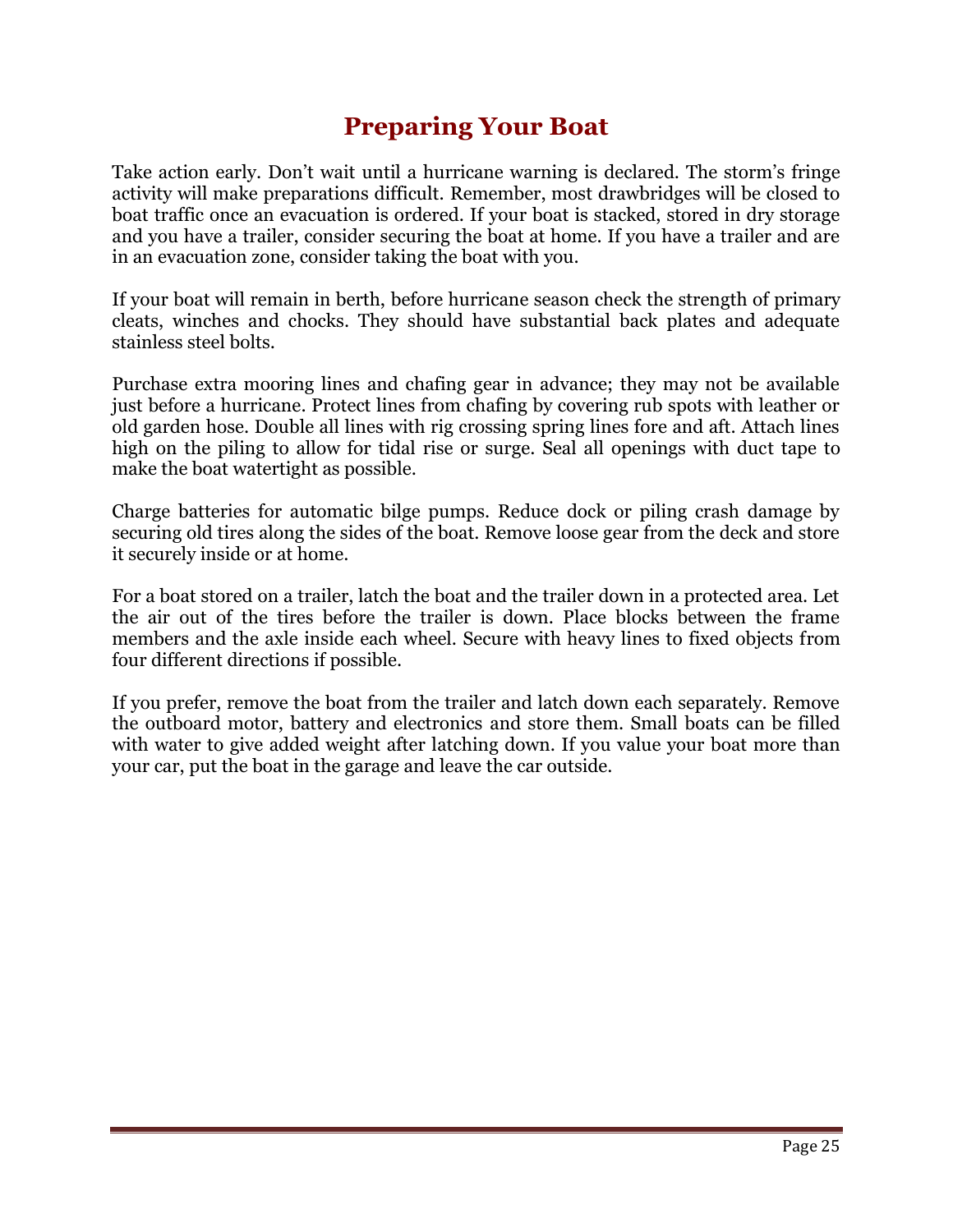# Preparing Your Boat

Take action early. Don't wait until a hurricane warning is declared. The storm's fringe activity will make preparations difficult. Remember, most drawbridges will be closed to boat traffic once an evacuation is ordered. If your boat is stacked, stored in dry storage and you have a trailer, consider securing the boat at home. If you have a trailer and are in an evacuation zone, consider taking the boat with you.

If your boat will remain in berth, before hurricane season check the strength of primary cleats, winches and chocks. They should have substantial back plates and adequate stainless steel bolts.

Purchase extra mooring lines and chafing gear in advance; they may not be available just before a hurricane. Protect lines from chafing by covering rub spots with leather or old garden hose. Double all lines with rig crossing spring lines fore and aft. Attach lines high on the piling to allow for tidal rise or surge. Seal all openings with duct tape to make the boat watertight as possible.

Charge batteries for automatic bilge pumps. Reduce dock or piling crash damage by securing old tires along the sides of the boat. Remove loose gear from the deck and store it securely inside or at home.

For a boat stored on a trailer, latch the boat and the trailer down in a protected area. Let the air out of the tires before the trailer is down. Place blocks between the frame members and the axle inside each wheel. Secure with heavy lines to fixed objects from four different directions if possible.

If you prefer, remove the boat from the trailer and latch down each separately. Remove the outboard motor, battery and electronics and store them. Small boats can be filled with water to give added weight after latching down. If you value your boat more than your car, put the boat in the garage and leave the car outside.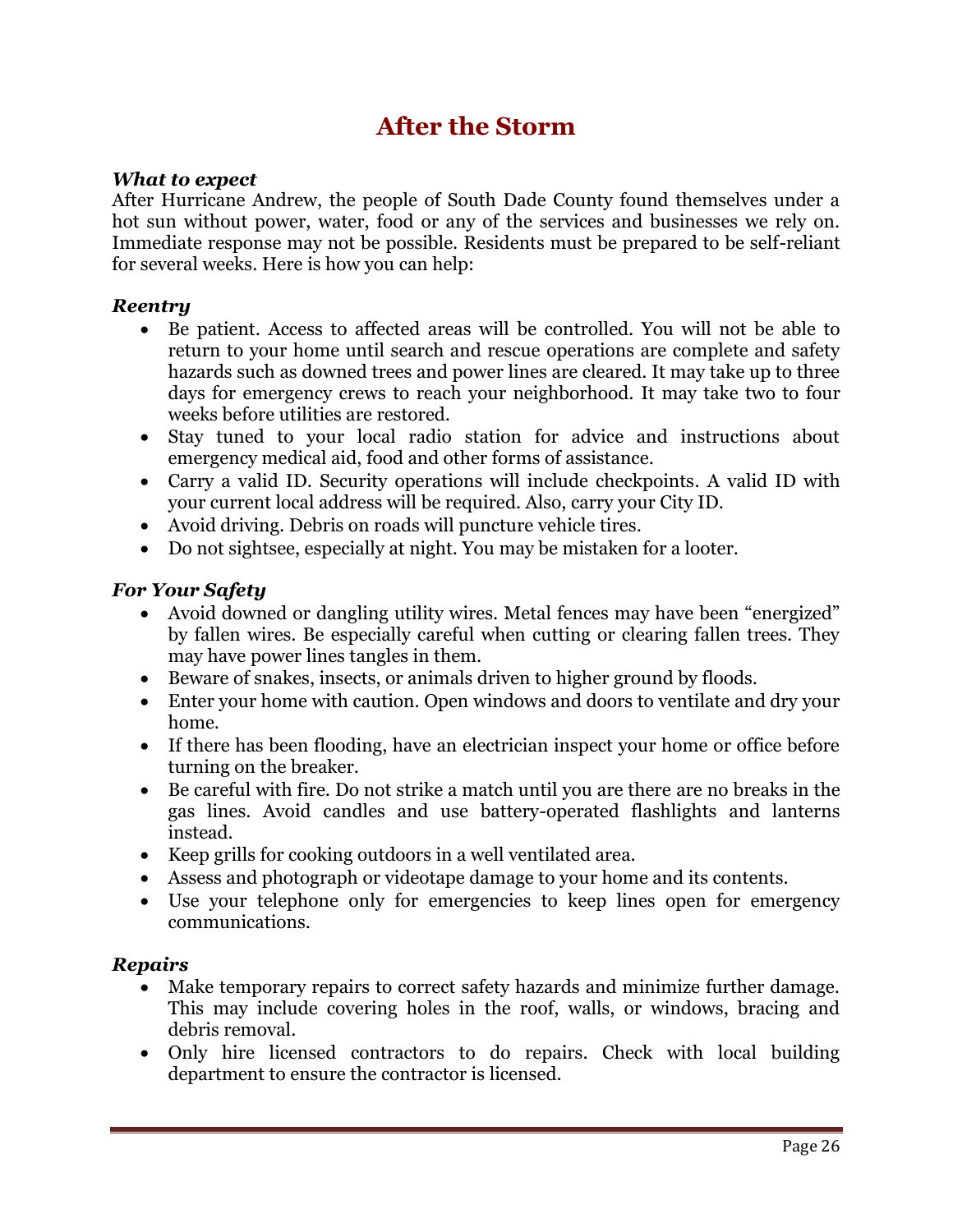# After the Storm

***What to expect***

After Hurricane Andrew, the people of South Dade County found themselves under a hot sun without power, water, food or any of the services and businesses we rely on. Immediate response may not be possible. Residents must be prepared to be self-reliant for several weeks. Here is how you can help:

***Reentry***

- Be patient. Access to affected areas will be controlled. You will not be able to return to your home until search and rescue operations are complete and safety hazards such as downed trees and power lines are cleared. It may take up to three days for emergency crews to reach your neighborhood. It may take two to four weeks before utilities are restored.
- Stay tuned to your local radio station for advice and instructions about emergency medical aid, food and other forms of assistance.
- Carry a valid ID. Security operations will include checkpoints. A valid ID with your current local address will be required. Also, carry your City ID.
- Avoid driving. Debris on roads will puncture vehicle tires.
- Do not sightsee, especially at night. You may be mistaken for a looter.

***For Your Safety***

- Avoid downed or dangling utility wires. Metal fences may have been "energized" by fallen wires. Be especially careful when cutting or clearing fallen trees. They may have power lines tangles in them.
- Beware of snakes, insects, or animals driven to higher ground by floods.
- Enter your home with caution. Open windows and doors to ventilate and dry your home.
- If there has been flooding, have an electrician inspect your home or office before turning on the breaker.
- Be careful with fire. Do not strike a match until you are there are no breaks in the gas lines. Avoid candles and use battery-operated flashlights and lanterns instead.
- Keep grills for cooking outdoors in a well ventilated area.
- Assess and photograph or videotape damage to your home and its contents.
- Use your telephone only for emergencies to keep lines open for emergency communications.

***Repairs***

- Make temporary repairs to correct safety hazards and minimize further damage. This may include covering holes in the roof, walls, or windows, bracing and debris removal.
- Only hire licensed contractors to do repairs. Check with local building department to ensure the contractor is licensed.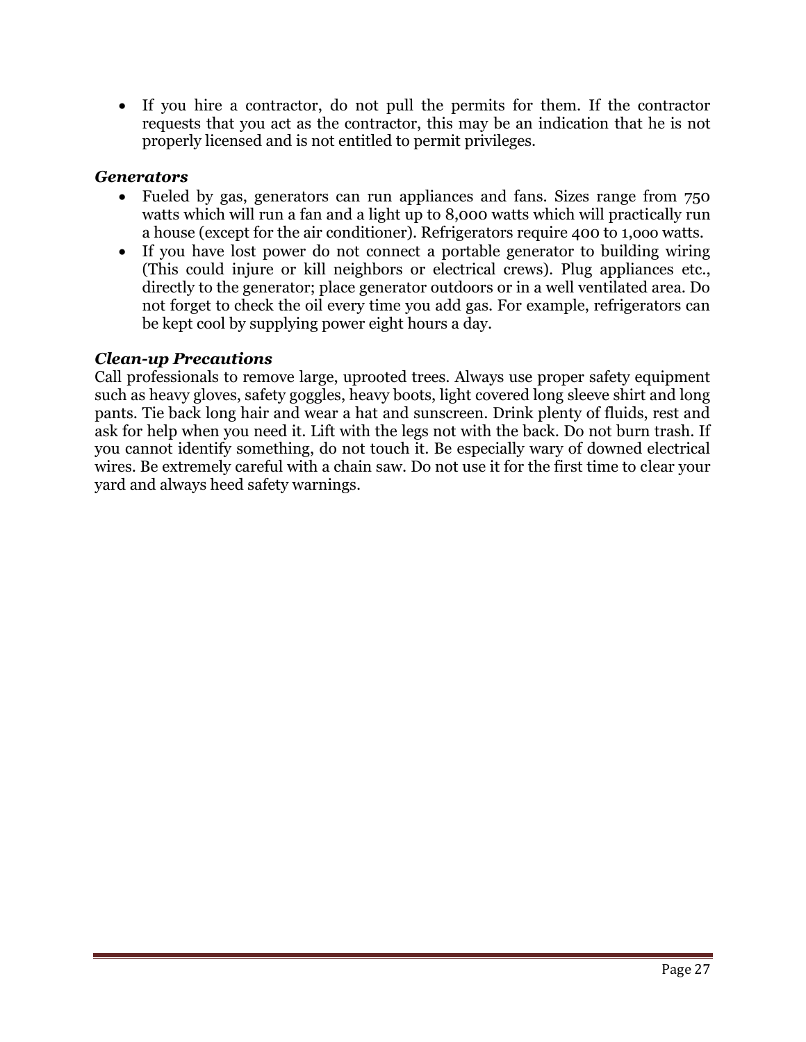- If you hire a contractor, do not pull the permits for them. If the contractor requests that you act as the contractor, this may be an indication that he is not properly licensed and is not entitled to permit privileges.

***Generators***

- Fueled by gas, generators can run appliances and fans. Sizes range from 750 watts which will run a fan and a light up to 8,000 watts which will practically run a house (except for the air conditioner). Refrigerators require 400 to 1,000 watts.
- If you have lost power do not connect a portable generator to building wiring (This could injure or kill neighbors or electrical crews). Plug appliances etc., directly to the generator; place generator outdoors or in a well ventilated area. Do not forget to check the oil every time you add gas. For example, refrigerators can be kept cool by supplying power eight hours a day.

***Clean-up Precautions***

Call professionals to remove large, uprooted trees. Always use proper safety equipment such as heavy gloves, safety goggles, heavy boots, light covered long sleeve shirt and long pants. Tie back long hair and wear a hat and sunscreen. Drink plenty of fluids, rest and ask for help when you need it. Lift with the legs not with the back. Do not burn trash. If you cannot identify something, do not touch it. Be especially wary of downed electrical wires. Be extremely careful with a chain saw. Do not use it for the first time to clear your yard and always heed safety warnings.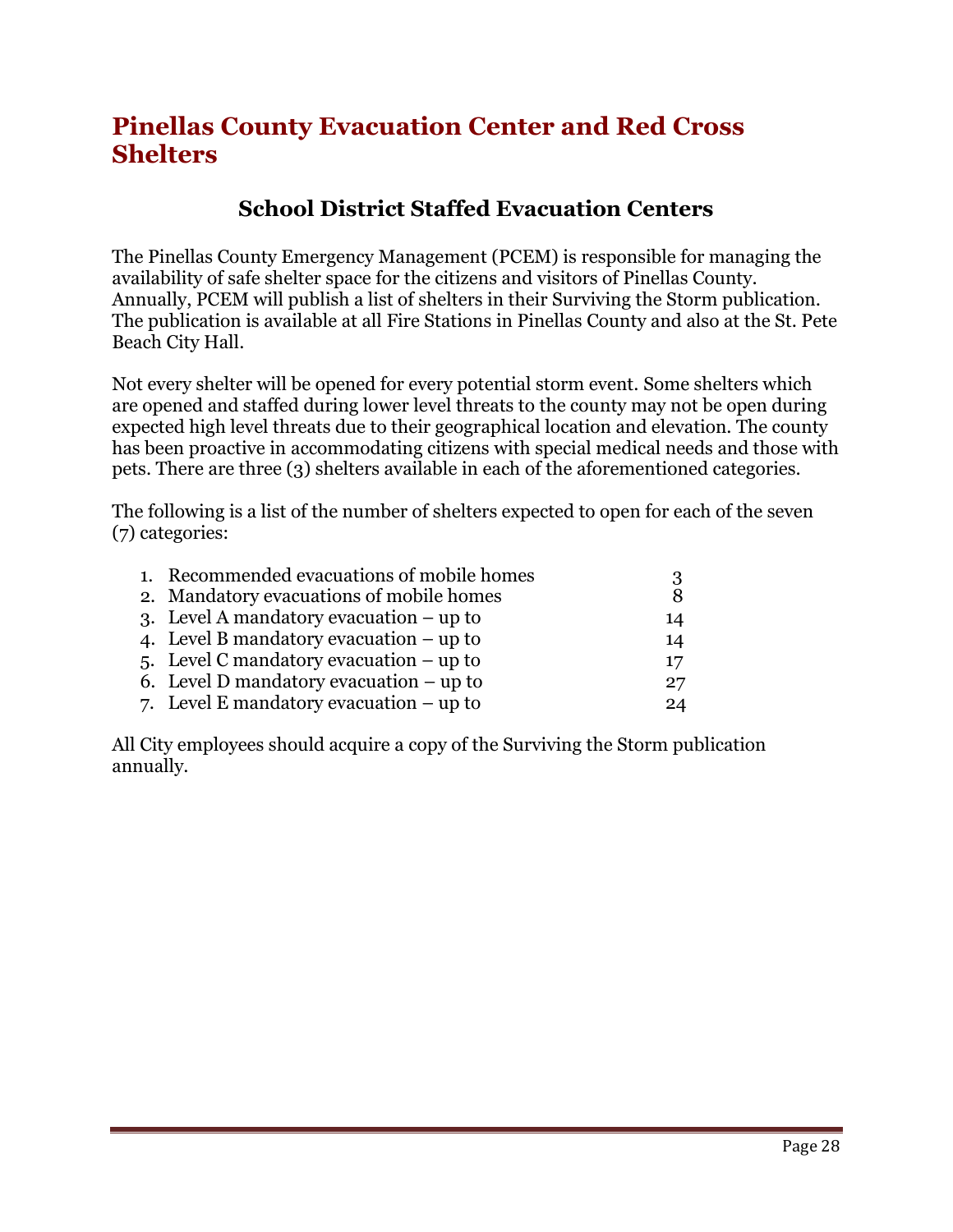# Pinellas County Evacuation Center and Red Cross Shelters

## School District Staffed Evacuation Centers

The Pinellas County Emergency Management (PCEM) is responsible for managing the availability of safe shelter space for the citizens and visitors of Pinellas County. Annually, PCEM will publish a list of shelters in their Surviving the Storm publication. The publication is available at all Fire Stations in Pinellas County and also at the St. Pete Beach City Hall.

Not every shelter will be opened for every potential storm event. Some shelters which are opened and staffed during lower level threats to the county may not be open during expected high level threats due to their geographical location and elevation. The county has been proactive in accommodating citizens with special medical needs and those with pets. There are three (3) shelters available in each of the aforementioned categories.

The following is a list of the number of shelters expected to open for each of the seven (7) categories:

1. Recommended evacuations of mobile homes — 3
2. Mandatory evacuations of mobile homes — 8
3. Level A mandatory evacuation – up to — 14
4. Level B mandatory evacuation – up to — 14
5. Level C mandatory evacuation – up to — 17
6. Level D mandatory evacuation – up to — 27
7. Level E mandatory evacuation – up to — 24

All City employees should acquire a copy of the Surviving the Storm publication annually.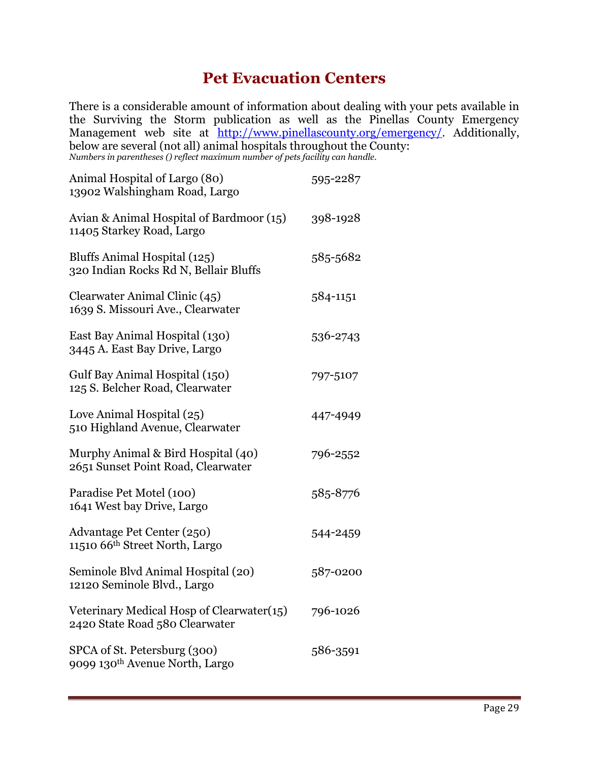## Pet Evacuation Centers

There is a considerable amount of information about dealing with your pets available in the Surviving the Storm publication as well as the Pinellas County Emergency Management web site at http://www.pinellascounty.org/emergency/. Additionally, below are several (not all) animal hospitals throughout the County:

*Numbers in parentheses () reflect maximum number of pets facility can handle.*

| Facility | Phone |
|---|---|
| Animal Hospital of Largo (80)<br>13902 Walshingham Road, Largo | 595-2287 |
| Avian & Animal Hospital of Bardmoor (15)<br>11405 Starkey Road, Largo | 398-1928 |
| Bluffs Animal Hospital (125)<br>320 Indian Rocks Rd N, Bellair Bluffs | 585-5682 |
| Clearwater Animal Clinic (45)<br>1639 S. Missouri Ave., Clearwater | 584-1151 |
| East Bay Animal Hospital (130)<br>3445 A. East Bay Drive, Largo | 536-2743 |
| Gulf Bay Animal Hospital (150)<br>125 S. Belcher Road, Clearwater | 797-5107 |
| Love Animal Hospital (25)<br>510 Highland Avenue, Clearwater | 447-4949 |
| Murphy Animal & Bird Hospital (40)<br>2651 Sunset Point Road, Clearwater | 796-2552 |
| Paradise Pet Motel (100)<br>1641 West bay Drive, Largo | 585-8776 |
| Advantage Pet Center (250)<br>11510 66th Street North, Largo | 544-2459 |
| Seminole Blvd Animal Hospital (20)<br>12120 Seminole Blvd., Largo | 587-0200 |
| Veterinary Medical Hosp of Clearwater(15)<br>2420 State Road 580 Clearwater | 796-1026 |
| SPCA of St. Petersburg (300)<br>9099 130th Avenue North, Largo | 586-3591 |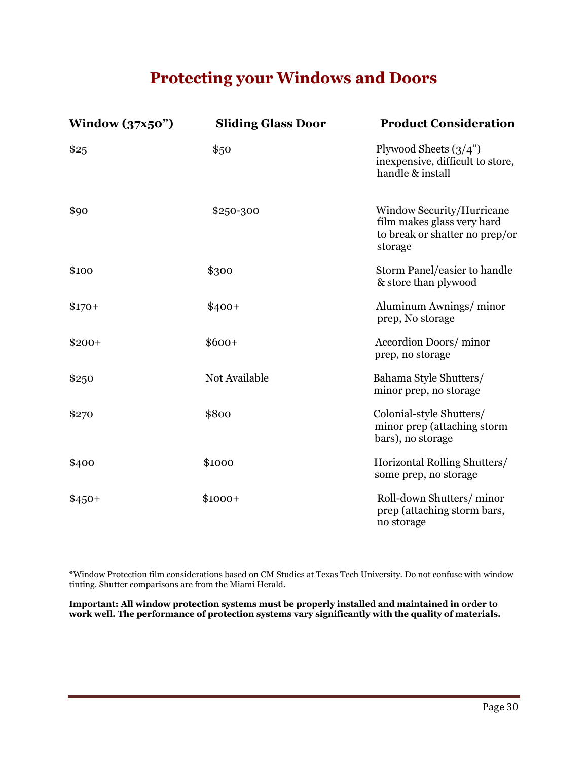# Protecting your Windows and Doors

| Window (37x50") | Sliding Glass Door | Product Consideration |
|---|---|---|
| $25 | $50 | Plywood Sheets (3/4") inexpensive, difficult to store, handle & install |
| $90 | $250-300 | Window Security/Hurricane film makes glass very hard to break or shatter no prep/or storage |
| $100 | $300 | Storm Panel/easier to handle & store than plywood |
| $170+ | $400+ | Aluminum Awnings/ minor prep, No storage |
| $200+ | $600+ | Accordion Doors/ minor prep, no storage |
| $250 | Not Available | Bahama Style Shutters/ minor prep, no storage |
| $270 | $800 | Colonial-style Shutters/ minor prep (attaching storm bars), no storage |
| $400 | $1000 | Horizontal Rolling Shutters/ some prep, no storage |
| $450+ | $1000+ | Roll-down Shutters/ minor prep (attaching storm bars, no storage |

*Window Protection film considerations based on CM Studies at Texas Tech University. Do not confuse with window tinting. Shutter comparisons are from the Miami Herald.

**Important: All window protection systems must be properly installed and maintained in order to work well. The performance of protection systems vary significantly with the quality of materials.**